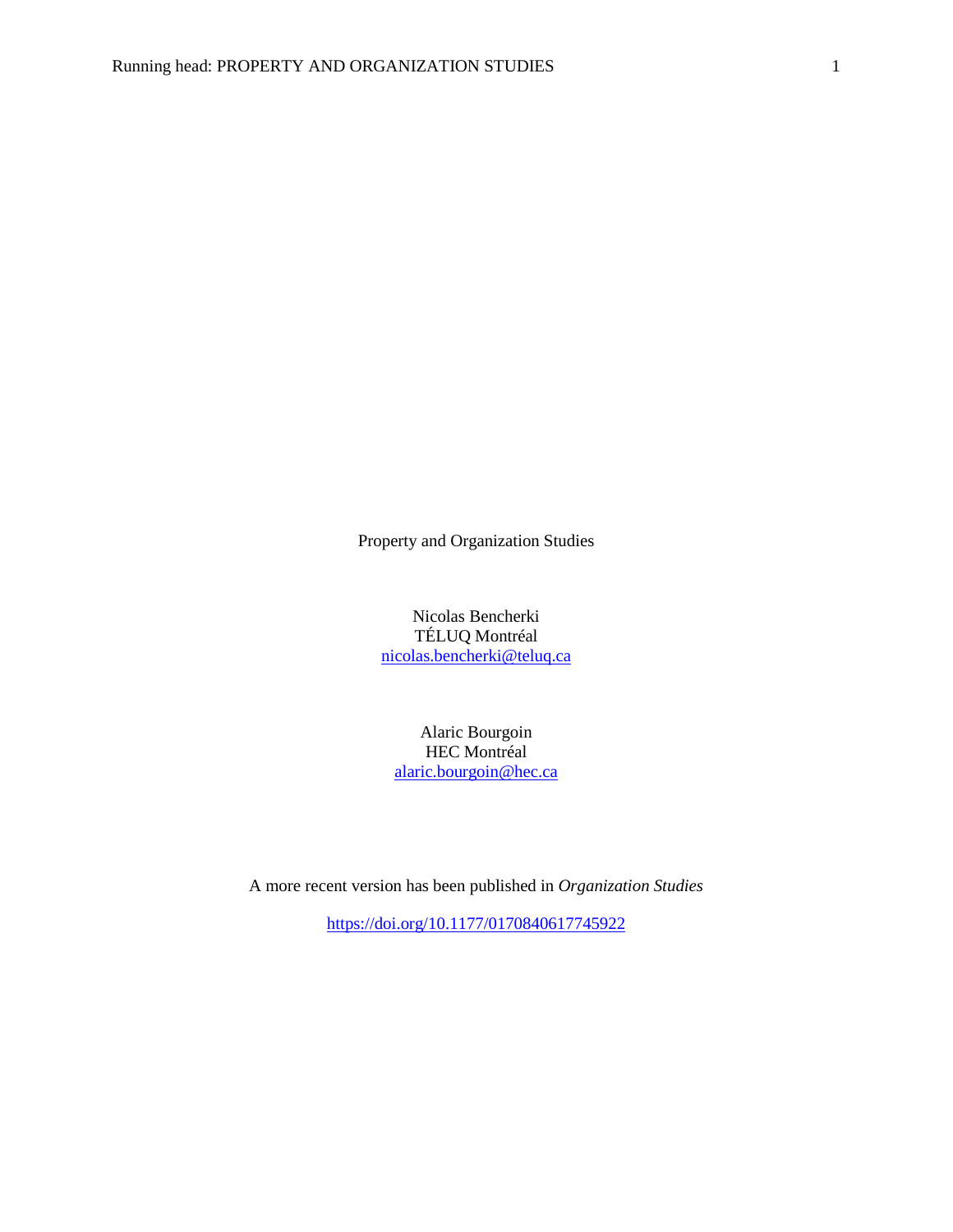# Property and Organization Studies

Nicolas Bencherki
TÉLUQ Montréal
nicolas.bencherki@teluq.ca

Alaric Bourgoin
HEC Montréal
alaric.bourgoin@hec.ca

A more recent version has been published in *Organization Studies*

https://doi.org/10.1177/0170840617745922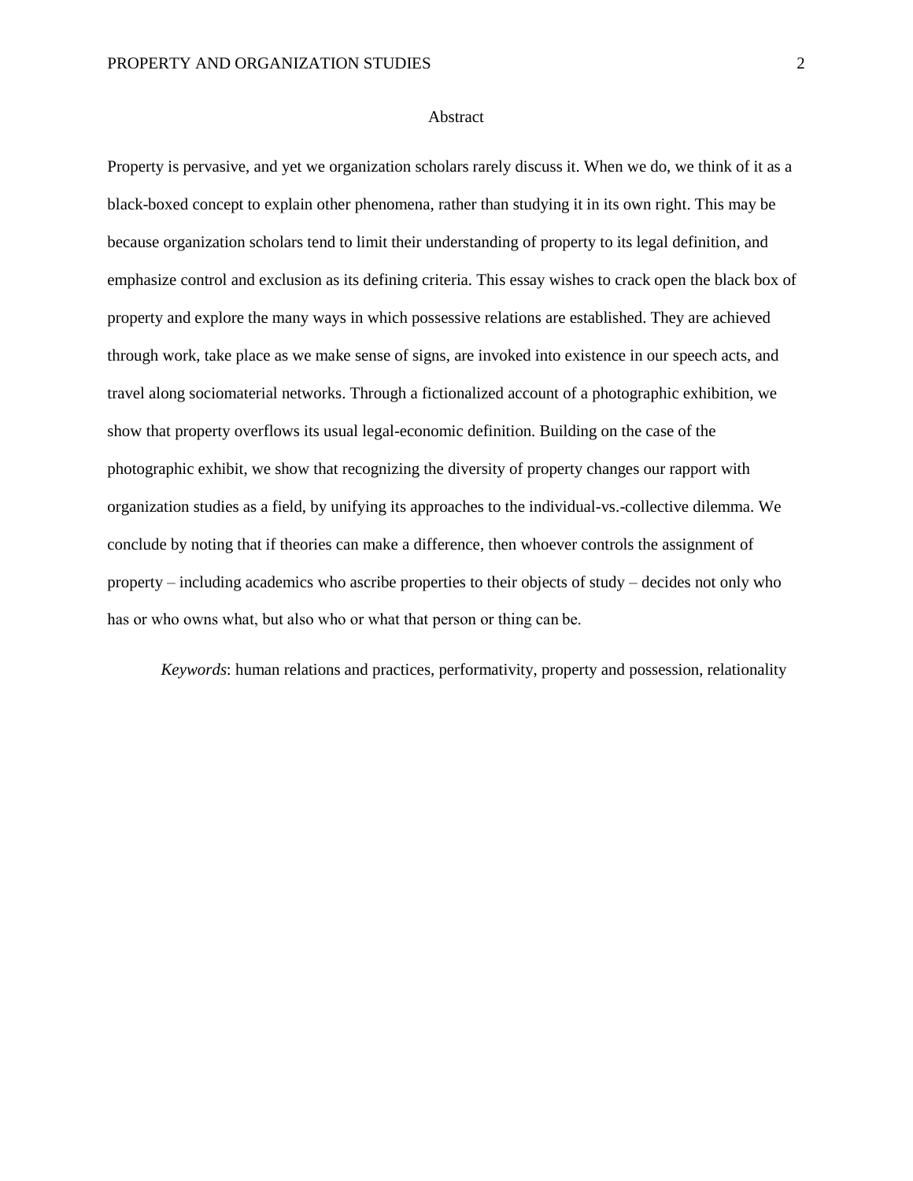## Abstract

Property is pervasive, and yet we organization scholars rarely discuss it. When we do, we think of it as a black-boxed concept to explain other phenomena, rather than studying it in its own right. This may be because organization scholars tend to limit their understanding of property to its legal definition, and emphasize control and exclusion as its defining criteria. This essay wishes to crack open the black box of property and explore the many ways in which possessive relations are established. They are achieved through work, take place as we make sense of signs, are invoked into existence in our speech acts, and travel along sociomaterial networks. Through a fictionalized account of a photographic exhibition, we show that property overflows its usual legal-economic definition. Building on the case of the photographic exhibit, we show that recognizing the diversity of property changes our rapport with organization studies as a field, by unifying its approaches to the individual-vs.-collective dilemma. We conclude by noting that if theories can make a difference, then whoever controls the assignment of property – including academics who ascribe properties to their objects of study – decides not only who has or who owns what, but also who or what that person or thing can be.

*Keywords*: human relations and practices, performativity, property and possession, relationality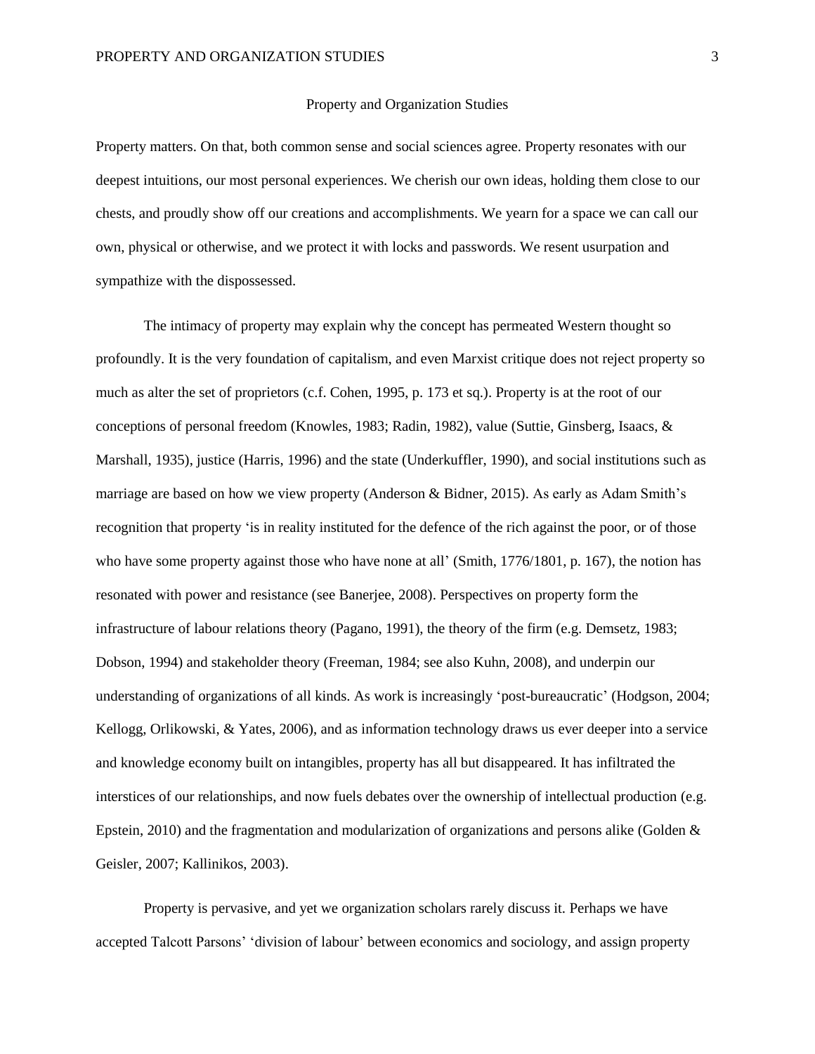# Property and Organization Studies

Property matters. On that, both common sense and social sciences agree. Property resonates with our deepest intuitions, our most personal experiences. We cherish our own ideas, holding them close to our chests, and proudly show off our creations and accomplishments. We yearn for a space we can call our own, physical or otherwise, and we protect it with locks and passwords. We resent usurpation and sympathize with the dispossessed.

The intimacy of property may explain why the concept has permeated Western thought so profoundly. It is the very foundation of capitalism, and even Marxist critique does not reject property so much as alter the set of proprietors (c.f. Cohen, 1995, p. 173 et sq.). Property is at the root of our conceptions of personal freedom (Knowles, 1983; Radin, 1982), value (Suttie, Ginsberg, Isaacs, & Marshall, 1935), justice (Harris, 1996) and the state (Underkuffler, 1990), and social institutions such as marriage are based on how we view property (Anderson & Bidner, 2015). As early as Adam Smith's recognition that property 'is in reality instituted for the defence of the rich against the poor, or of those who have some property against those who have none at all' (Smith, 1776/1801, p. 167), the notion has resonated with power and resistance (see Banerjee, 2008). Perspectives on property form the infrastructure of labour relations theory (Pagano, 1991), the theory of the firm (e.g. Demsetz, 1983; Dobson, 1994) and stakeholder theory (Freeman, 1984; see also Kuhn, 2008), and underpin our understanding of organizations of all kinds. As work is increasingly 'post-bureaucratic' (Hodgson, 2004; Kellogg, Orlikowski, & Yates, 2006), and as information technology draws us ever deeper into a service and knowledge economy built on intangibles, property has all but disappeared. It has infiltrated the interstices of our relationships, and now fuels debates over the ownership of intellectual production (e.g. Epstein, 2010) and the fragmentation and modularization of organizations and persons alike (Golden & Geisler, 2007; Kallinikos, 2003).

Property is pervasive, and yet we organization scholars rarely discuss it. Perhaps we have accepted Talcott Parsons' 'division of labour' between economics and sociology, and assign property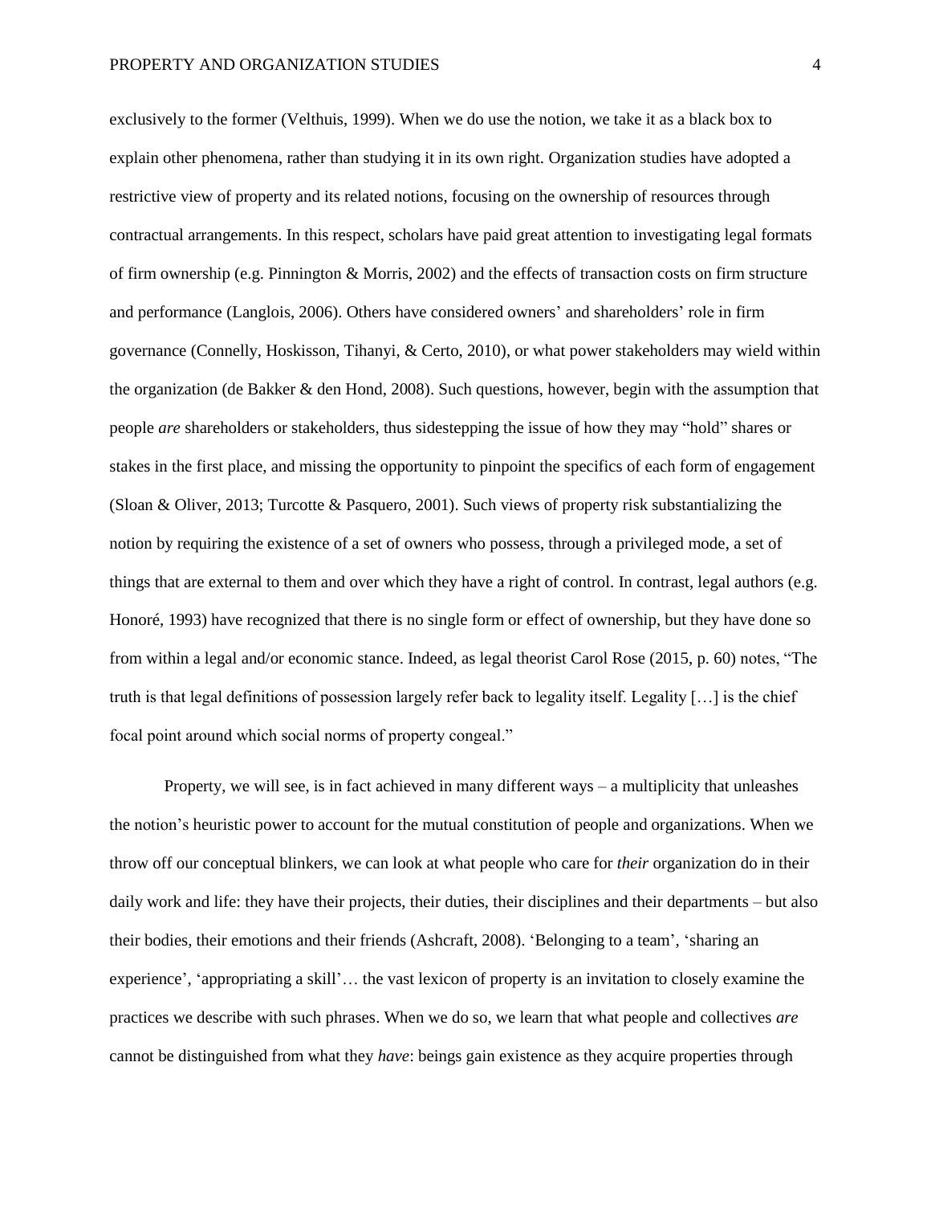exclusively to the former (Velthuis, 1999). When we do use the notion, we take it as a black box to explain other phenomena, rather than studying it in its own right. Organization studies have adopted a restrictive view of property and its related notions, focusing on the ownership of resources through contractual arrangements. In this respect, scholars have paid great attention to investigating legal formats of firm ownership (e.g. Pinnington & Morris, 2002) and the effects of transaction costs on firm structure and performance (Langlois, 2006). Others have considered owners' and shareholders' role in firm governance (Connelly, Hoskisson, Tihanyi, & Certo, 2010), or what power stakeholders may wield within the organization (de Bakker & den Hond, 2008). Such questions, however, begin with the assumption that people *are* shareholders or stakeholders, thus sidestepping the issue of how they may "hold" shares or stakes in the first place, and missing the opportunity to pinpoint the specifics of each form of engagement (Sloan & Oliver, 2013; Turcotte & Pasquero, 2001). Such views of property risk substantializing the notion by requiring the existence of a set of owners who possess, through a privileged mode, a set of things that are external to them and over which they have a right of control. In contrast, legal authors (e.g. Honoré, 1993) have recognized that there is no single form or effect of ownership, but they have done so from within a legal and/or economic stance. Indeed, as legal theorist Carol Rose (2015, p. 60) notes, "The truth is that legal definitions of possession largely refer back to legality itself. Legality […] is the chief focal point around which social norms of property congeal."

Property, we will see, is in fact achieved in many different ways – a multiplicity that unleashes the notion's heuristic power to account for the mutual constitution of people and organizations. When we throw off our conceptual blinkers, we can look at what people who care for *their* organization do in their daily work and life: they have their projects, their duties, their disciplines and their departments – but also their bodies, their emotions and their friends (Ashcraft, 2008). 'Belonging to a team', 'sharing an experience', 'appropriating a skill'… the vast lexicon of property is an invitation to closely examine the practices we describe with such phrases. When we do so, we learn that what people and collectives *are* cannot be distinguished from what they *have*: beings gain existence as they acquire properties through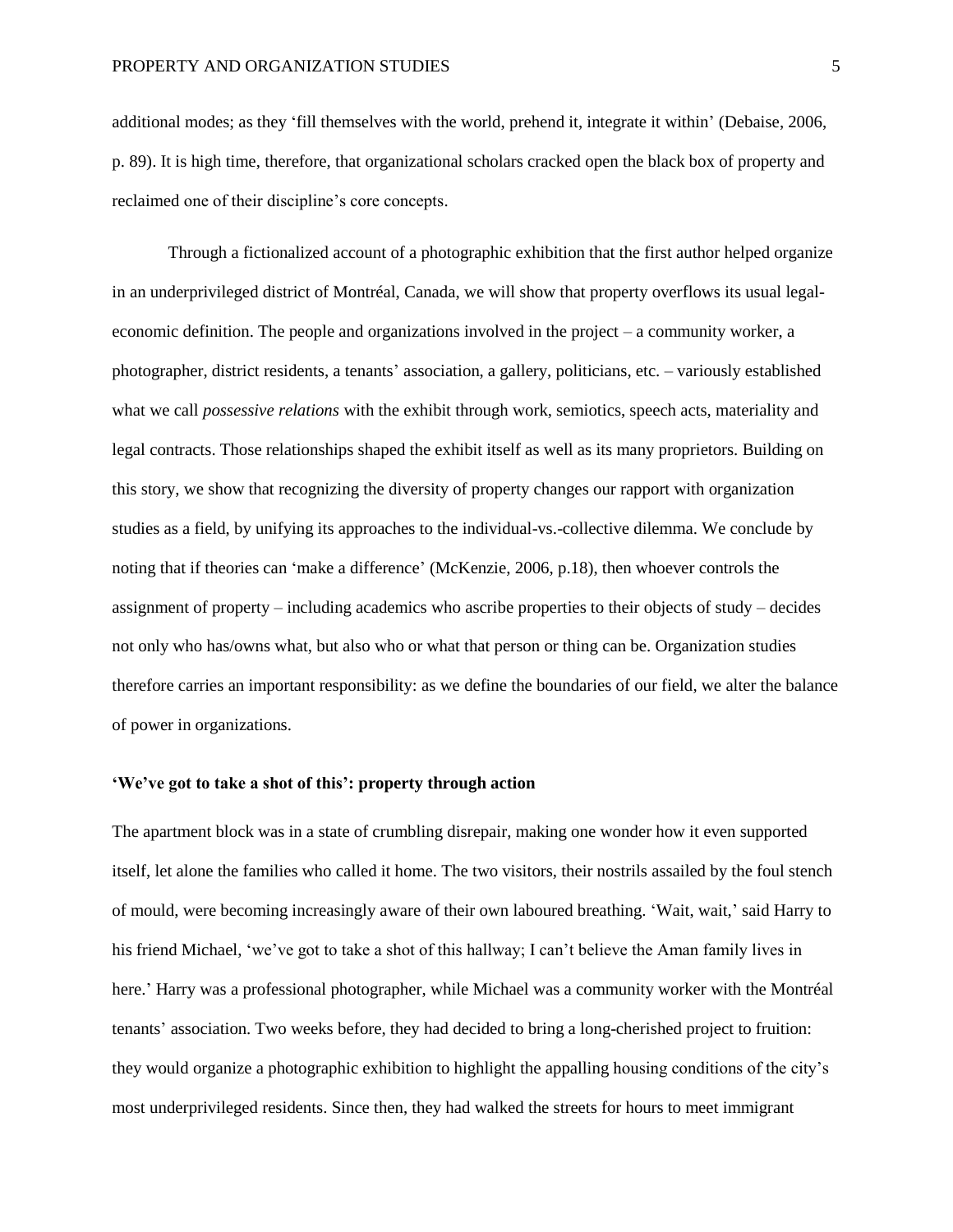additional modes; as they 'fill themselves with the world, prehend it, integrate it within' (Debaise, 2006, p. 89). It is high time, therefore, that organizational scholars cracked open the black box of property and reclaimed one of their discipline's core concepts.

Through a fictionalized account of a photographic exhibition that the first author helped organize in an underprivileged district of Montréal, Canada, we will show that property overflows its usual legal-economic definition. The people and organizations involved in the project – a community worker, a photographer, district residents, a tenants' association, a gallery, politicians, etc. – variously established what we call *possessive relations* with the exhibit through work, semiotics, speech acts, materiality and legal contracts. Those relationships shaped the exhibit itself as well as its many proprietors. Building on this story, we show that recognizing the diversity of property changes our rapport with organization studies as a field, by unifying its approaches to the individual-vs.-collective dilemma. We conclude by noting that if theories can 'make a difference' (McKenzie, 2006, p.18), then whoever controls the assignment of property – including academics who ascribe properties to their objects of study – decides not only who has/owns what, but also who or what that person or thing can be. Organization studies therefore carries an important responsibility: as we define the boundaries of our field, we alter the balance of power in organizations.

**'We've got to take a shot of this': property through action**

The apartment block was in a state of crumbling disrepair, making one wonder how it even supported itself, let alone the families who called it home. The two visitors, their nostrils assailed by the foul stench of mould, were becoming increasingly aware of their own laboured breathing. 'Wait, wait,' said Harry to his friend Michael, 'we've got to take a shot of this hallway; I can't believe the Aman family lives in here.' Harry was a professional photographer, while Michael was a community worker with the Montréal tenants' association. Two weeks before, they had decided to bring a long-cherished project to fruition: they would organize a photographic exhibition to highlight the appalling housing conditions of the city's most underprivileged residents. Since then, they had walked the streets for hours to meet immigrant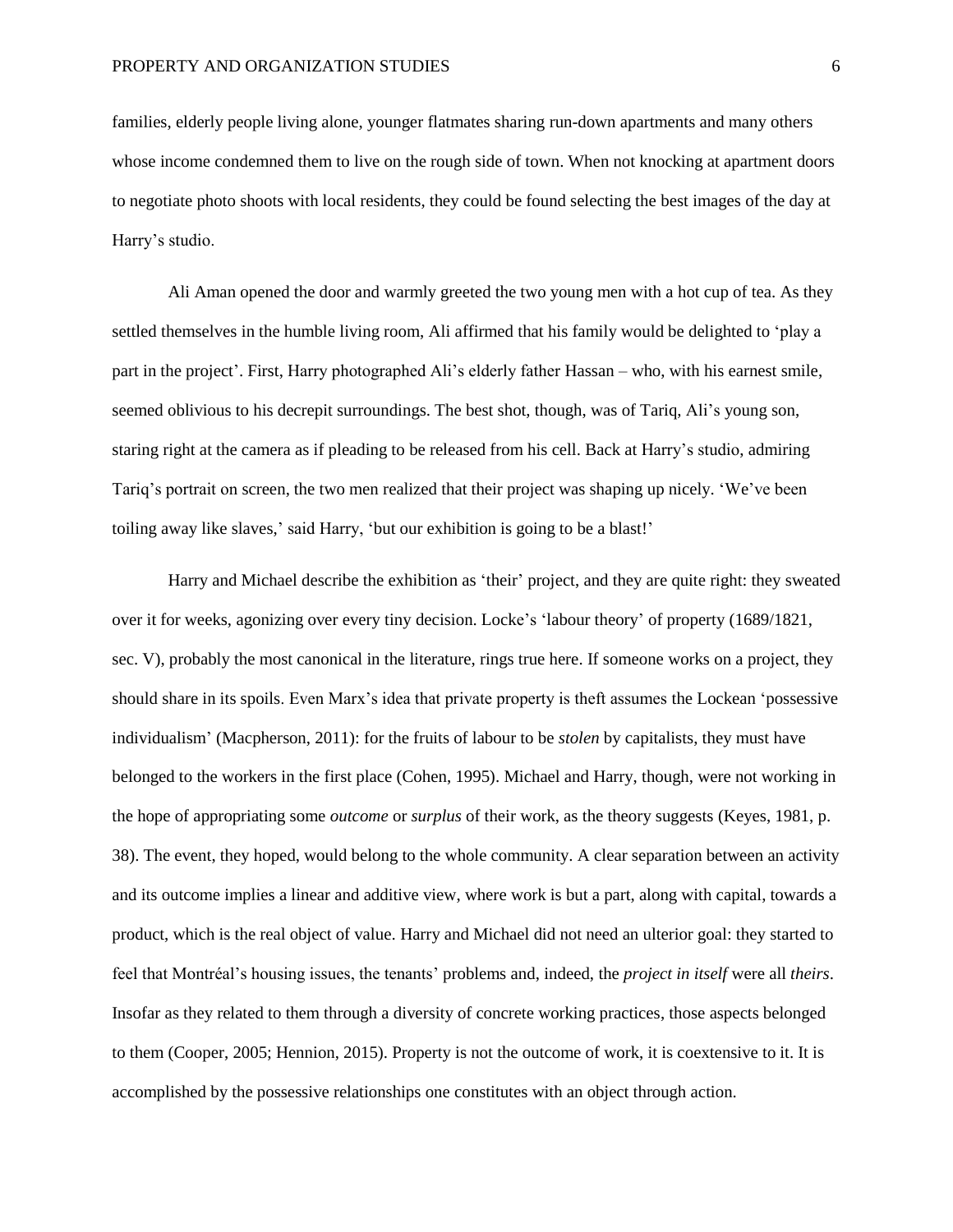families, elderly people living alone, younger flatmates sharing run-down apartments and many others whose income condemned them to live on the rough side of town. When not knocking at apartment doors to negotiate photo shoots with local residents, they could be found selecting the best images of the day at Harry's studio.

Ali Aman opened the door and warmly greeted the two young men with a hot cup of tea. As they settled themselves in the humble living room, Ali affirmed that his family would be delighted to 'play a part in the project'. First, Harry photographed Ali's elderly father Hassan – who, with his earnest smile, seemed oblivious to his decrepit surroundings. The best shot, though, was of Tariq, Ali's young son, staring right at the camera as if pleading to be released from his cell. Back at Harry's studio, admiring Tariq's portrait on screen, the two men realized that their project was shaping up nicely. 'We've been toiling away like slaves,' said Harry, 'but our exhibition is going to be a blast!'

Harry and Michael describe the exhibition as 'their' project, and they are quite right: they sweated over it for weeks, agonizing over every tiny decision. Locke's 'labour theory' of property (1689/1821, sec. V), probably the most canonical in the literature, rings true here. If someone works on a project, they should share in its spoils. Even Marx's idea that private property is theft assumes the Lockean 'possessive individualism' (Macpherson, 2011): for the fruits of labour to be *stolen* by capitalists, they must have belonged to the workers in the first place (Cohen, 1995). Michael and Harry, though, were not working in the hope of appropriating some *outcome* or *surplus* of their work, as the theory suggests (Keyes, 1981, p. 38). The event, they hoped, would belong to the whole community. A clear separation between an activity and its outcome implies a linear and additive view, where work is but a part, along with capital, towards a product, which is the real object of value. Harry and Michael did not need an ulterior goal: they started to feel that Montréal's housing issues, the tenants' problems and, indeed, the *project in itself* were all *theirs*. Insofar as they related to them through a diversity of concrete working practices, those aspects belonged to them (Cooper, 2005; Hennion, 2015). Property is not the outcome of work, it is coextensive to it. It is accomplished by the possessive relationships one constitutes with an object through action.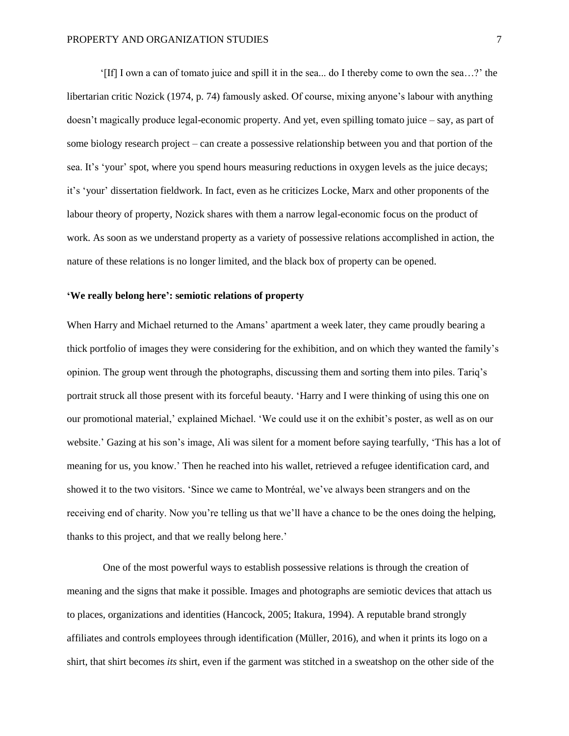'[If] I own a can of tomato juice and spill it in the sea... do I thereby come to own the sea…?' the libertarian critic Nozick (1974, p. 74) famously asked. Of course, mixing anyone's labour with anything doesn't magically produce legal-economic property. And yet, even spilling tomato juice – say, as part of some biology research project – can create a possessive relationship between you and that portion of the sea. It's 'your' spot, where you spend hours measuring reductions in oxygen levels as the juice decays; it's 'your' dissertation fieldwork. In fact, even as he criticizes Locke, Marx and other proponents of the labour theory of property, Nozick shares with them a narrow legal-economic focus on the product of work. As soon as we understand property as a variety of possessive relations accomplished in action, the nature of these relations is no longer limited, and the black box of property can be opened.

### 'We really belong here': semiotic relations of property

When Harry and Michael returned to the Amans' apartment a week later, they came proudly bearing a thick portfolio of images they were considering for the exhibition, and on which they wanted the family's opinion. The group went through the photographs, discussing them and sorting them into piles. Tariq's portrait struck all those present with its forceful beauty. 'Harry and I were thinking of using this one on our promotional material,' explained Michael. 'We could use it on the exhibit's poster, as well as on our website.' Gazing at his son's image, Ali was silent for a moment before saying tearfully, 'This has a lot of meaning for us, you know.' Then he reached into his wallet, retrieved a refugee identification card, and showed it to the two visitors. 'Since we came to Montréal, we've always been strangers and on the receiving end of charity. Now you're telling us that we'll have a chance to be the ones doing the helping, thanks to this project, and that we really belong here.'

One of the most powerful ways to establish possessive relations is through the creation of meaning and the signs that make it possible. Images and photographs are semiotic devices that attach us to places, organizations and identities (Hancock, 2005; Itakura, 1994). A reputable brand strongly affiliates and controls employees through identification (Müller, 2016), and when it prints its logo on a shirt, that shirt becomes *its* shirt, even if the garment was stitched in a sweatshop on the other side of the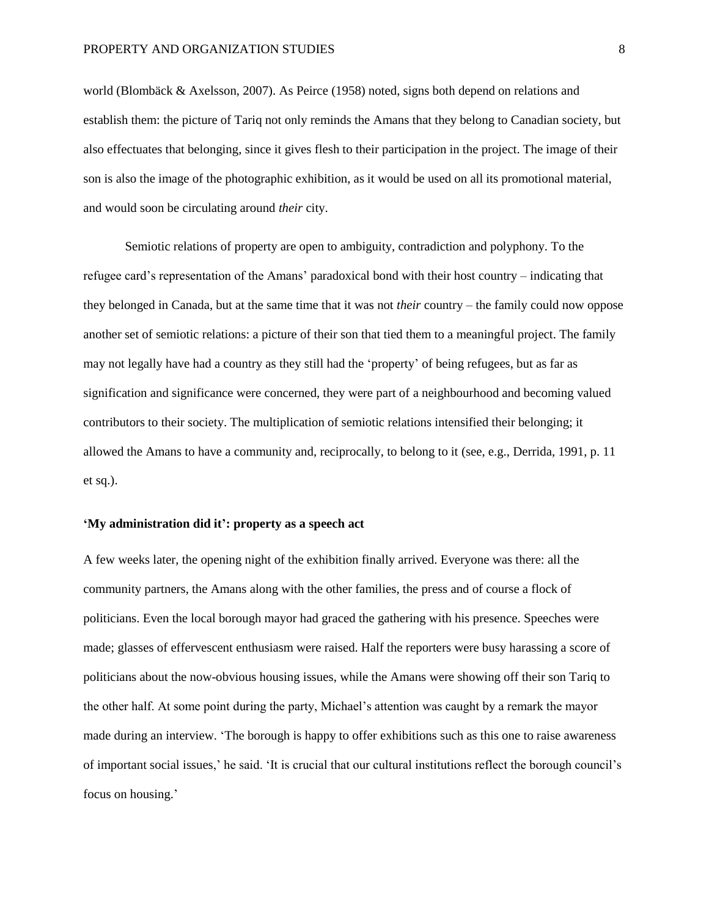world (Blombäck & Axelsson, 2007). As Peirce (1958) noted, signs both depend on relations and establish them: the picture of Tariq not only reminds the Amans that they belong to Canadian society, but also effectuates that belonging, since it gives flesh to their participation in the project. The image of their son is also the image of the photographic exhibition, as it would be used on all its promotional material, and would soon be circulating around *their* city.

Semiotic relations of property are open to ambiguity, contradiction and polyphony. To the refugee card's representation of the Amans' paradoxical bond with their host country – indicating that they belonged in Canada, but at the same time that it was not *their* country – the family could now oppose another set of semiotic relations: a picture of their son that tied them to a meaningful project. The family may not legally have had a country as they still had the 'property' of being refugees, but as far as signification and significance were concerned, they were part of a neighbourhood and becoming valued contributors to their society. The multiplication of semiotic relations intensified their belonging; it allowed the Amans to have a community and, reciprocally, to belong to it (see, e.g., Derrida, 1991, p. 11 et sq.).

## 'My administration did it': property as a speech act

A few weeks later, the opening night of the exhibition finally arrived. Everyone was there: all the community partners, the Amans along with the other families, the press and of course a flock of politicians. Even the local borough mayor had graced the gathering with his presence. Speeches were made; glasses of effervescent enthusiasm were raised. Half the reporters were busy harassing a score of politicians about the now-obvious housing issues, while the Amans were showing off their son Tariq to the other half. At some point during the party, Michael's attention was caught by a remark the mayor made during an interview. 'The borough is happy to offer exhibitions such as this one to raise awareness of important social issues,' he said. 'It is crucial that our cultural institutions reflect the borough council's focus on housing.'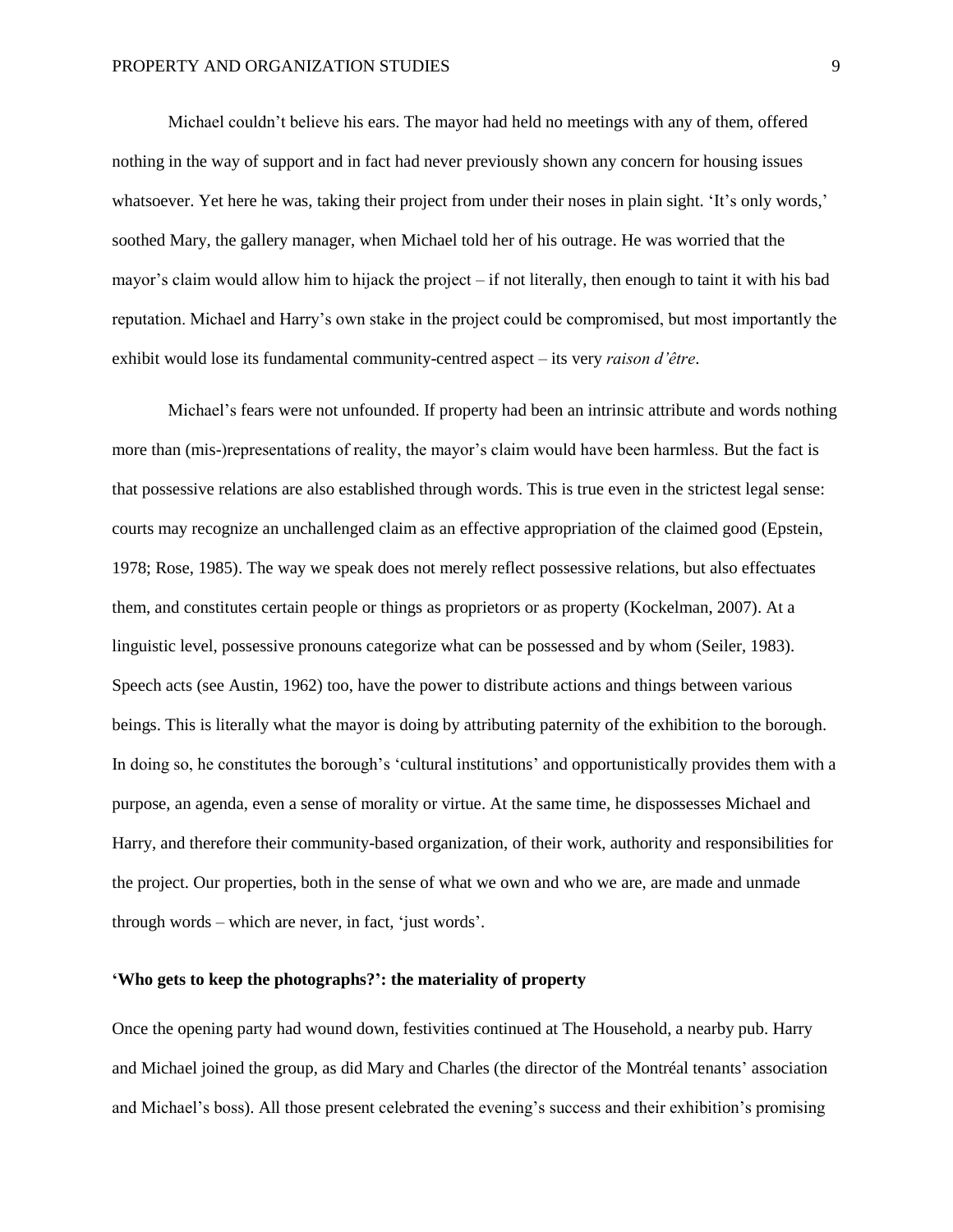Michael couldn't believe his ears. The mayor had held no meetings with any of them, offered nothing in the way of support and in fact had never previously shown any concern for housing issues whatsoever. Yet here he was, taking their project from under their noses in plain sight. 'It's only words,' soothed Mary, the gallery manager, when Michael told her of his outrage. He was worried that the mayor's claim would allow him to hijack the project – if not literally, then enough to taint it with his bad reputation. Michael and Harry's own stake in the project could be compromised, but most importantly the exhibit would lose its fundamental community-centred aspect – its very *raison d'être*.

Michael's fears were not unfounded. If property had been an intrinsic attribute and words nothing more than (mis-)representations of reality, the mayor's claim would have been harmless. But the fact is that possessive relations are also established through words. This is true even in the strictest legal sense: courts may recognize an unchallenged claim as an effective appropriation of the claimed good (Epstein, 1978; Rose, 1985). The way we speak does not merely reflect possessive relations, but also effectuates them, and constitutes certain people or things as proprietors or as property (Kockelman, 2007). At a linguistic level, possessive pronouns categorize what can be possessed and by whom (Seiler, 1983). Speech acts (see Austin, 1962) too, have the power to distribute actions and things between various beings. This is literally what the mayor is doing by attributing paternity of the exhibition to the borough. In doing so, he constitutes the borough's 'cultural institutions' and opportunistically provides them with a purpose, an agenda, even a sense of morality or virtue. At the same time, he dispossesses Michael and Harry, and therefore their community-based organization, of their work, authority and responsibilities for the project. Our properties, both in the sense of what we own and who we are, are made and unmade through words – which are never, in fact, 'just words'.

### 'Who gets to keep the photographs?': the materiality of property

Once the opening party had wound down, festivities continued at The Household, a nearby pub. Harry and Michael joined the group, as did Mary and Charles (the director of the Montréal tenants' association and Michael's boss). All those present celebrated the evening's success and their exhibition's promising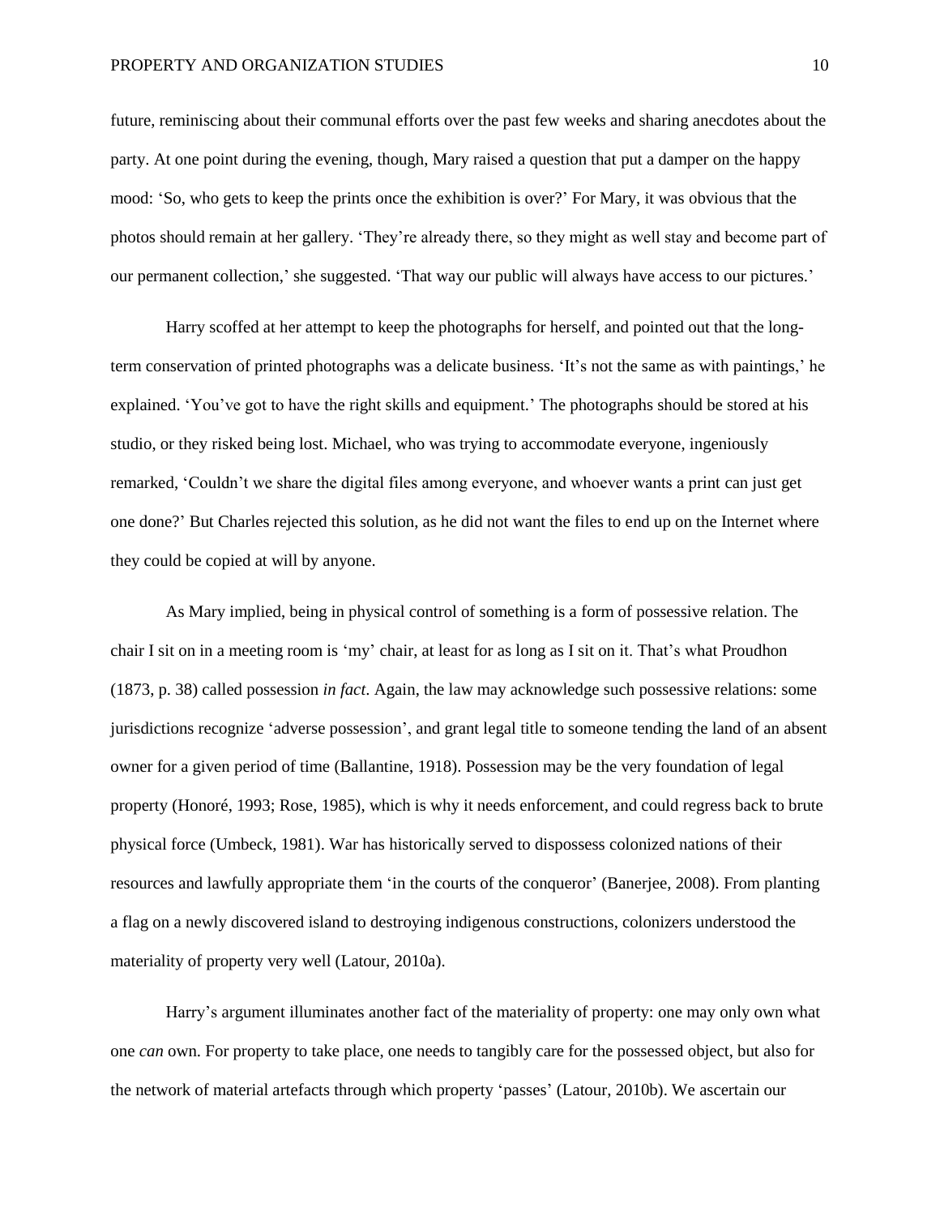future, reminiscing about their communal efforts over the past few weeks and sharing anecdotes about the party. At one point during the evening, though, Mary raised a question that put a damper on the happy mood: 'So, who gets to keep the prints once the exhibition is over?' For Mary, it was obvious that the photos should remain at her gallery. 'They're already there, so they might as well stay and become part of our permanent collection,' she suggested. 'That way our public will always have access to our pictures.'

Harry scoffed at her attempt to keep the photographs for herself, and pointed out that the long-term conservation of printed photographs was a delicate business. 'It's not the same as with paintings,' he explained. 'You've got to have the right skills and equipment.' The photographs should be stored at his studio, or they risked being lost. Michael, who was trying to accommodate everyone, ingeniously remarked, 'Couldn't we share the digital files among everyone, and whoever wants a print can just get one done?' But Charles rejected this solution, as he did not want the files to end up on the Internet where they could be copied at will by anyone.

As Mary implied, being in physical control of something is a form of possessive relation. The chair I sit on in a meeting room is 'my' chair, at least for as long as I sit on it. That's what Proudhon (1873, p. 38) called possession *in fact*. Again, the law may acknowledge such possessive relations: some jurisdictions recognize 'adverse possession', and grant legal title to someone tending the land of an absent owner for a given period of time (Ballantine, 1918). Possession may be the very foundation of legal property (Honoré, 1993; Rose, 1985), which is why it needs enforcement, and could regress back to brute physical force (Umbeck, 1981). War has historically served to dispossess colonized nations of their resources and lawfully appropriate them 'in the courts of the conqueror' (Banerjee, 2008). From planting a flag on a newly discovered island to destroying indigenous constructions, colonizers understood the materiality of property very well (Latour, 2010a).

Harry's argument illuminates another fact of the materiality of property: one may only own what one *can* own. For property to take place, one needs to tangibly care for the possessed object, but also for the network of material artefacts through which property 'passes' (Latour, 2010b). We ascertain our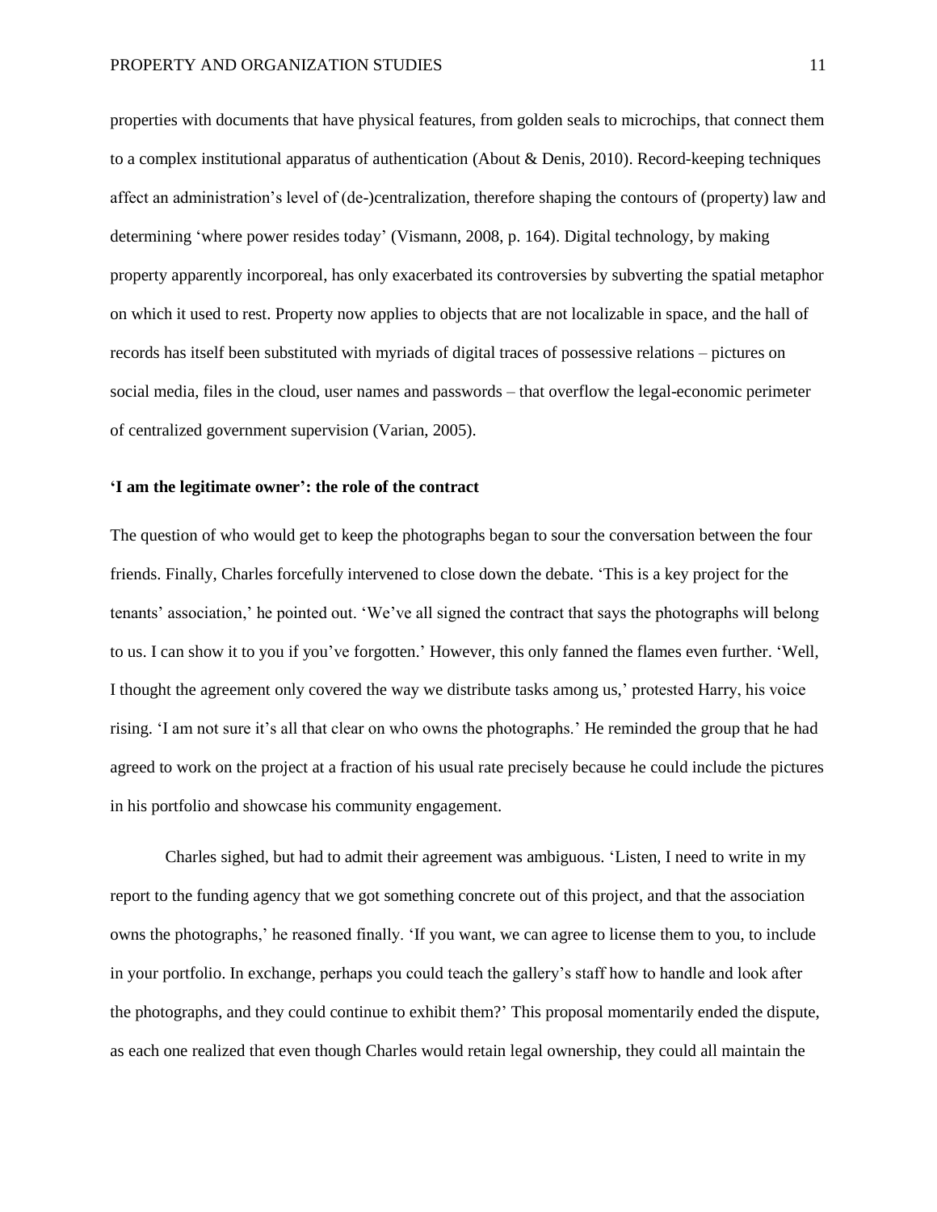properties with documents that have physical features, from golden seals to microchips, that connect them to a complex institutional apparatus of authentication (About & Denis, 2010). Record-keeping techniques affect an administration's level of (de-)centralization, therefore shaping the contours of (property) law and determining 'where power resides today' (Vismann, 2008, p. 164). Digital technology, by making property apparently incorporeal, has only exacerbated its controversies by subverting the spatial metaphor on which it used to rest. Property now applies to objects that are not localizable in space, and the hall of records has itself been substituted with myriads of digital traces of possessive relations – pictures on social media, files in the cloud, user names and passwords – that overflow the legal-economic perimeter of centralized government supervision (Varian, 2005).

## 'I am the legitimate owner': the role of the contract

The question of who would get to keep the photographs began to sour the conversation between the four friends. Finally, Charles forcefully intervened to close down the debate. 'This is a key project for the tenants' association,' he pointed out. 'We've all signed the contract that says the photographs will belong to us. I can show it to you if you've forgotten.' However, this only fanned the flames even further. 'Well, I thought the agreement only covered the way we distribute tasks among us,' protested Harry, his voice rising. 'I am not sure it's all that clear on who owns the photographs.' He reminded the group that he had agreed to work on the project at a fraction of his usual rate precisely because he could include the pictures in his portfolio and showcase his community engagement.

Charles sighed, but had to admit their agreement was ambiguous. 'Listen, I need to write in my report to the funding agency that we got something concrete out of this project, and that the association owns the photographs,' he reasoned finally. 'If you want, we can agree to license them to you, to include in your portfolio. In exchange, perhaps you could teach the gallery's staff how to handle and look after the photographs, and they could continue to exhibit them?' This proposal momentarily ended the dispute, as each one realized that even though Charles would retain legal ownership, they could all maintain the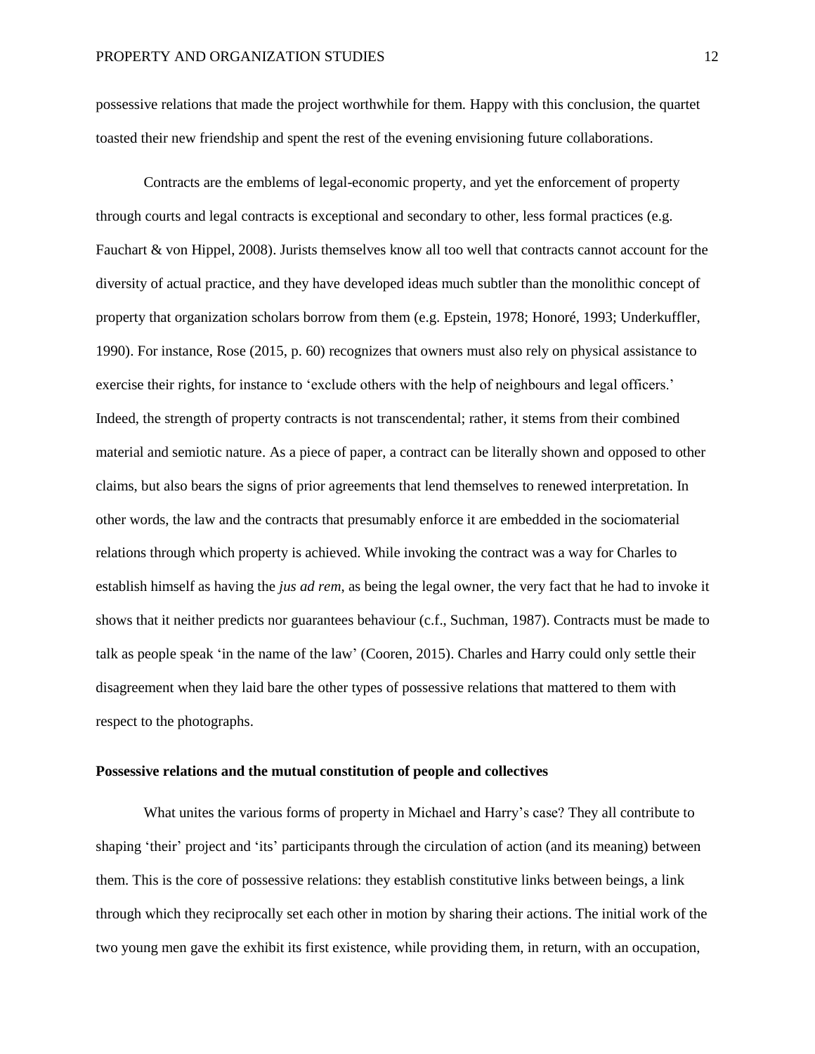possessive relations that made the project worthwhile for them. Happy with this conclusion, the quartet toasted their new friendship and spent the rest of the evening envisioning future collaborations.

Contracts are the emblems of legal-economic property, and yet the enforcement of property through courts and legal contracts is exceptional and secondary to other, less formal practices (e.g. Fauchart & von Hippel, 2008). Jurists themselves know all too well that contracts cannot account for the diversity of actual practice, and they have developed ideas much subtler than the monolithic concept of property that organization scholars borrow from them (e.g. Epstein, 1978; Honoré, 1993; Underkuffler, 1990). For instance, Rose (2015, p. 60) recognizes that owners must also rely on physical assistance to exercise their rights, for instance to 'exclude others with the help of neighbours and legal officers.' Indeed, the strength of property contracts is not transcendental; rather, it stems from their combined material and semiotic nature. As a piece of paper, a contract can be literally shown and opposed to other claims, but also bears the signs of prior agreements that lend themselves to renewed interpretation. In other words, the law and the contracts that presumably enforce it are embedded in the sociomaterial relations through which property is achieved. While invoking the contract was a way for Charles to establish himself as having the *jus ad rem*, as being the legal owner, the very fact that he had to invoke it shows that it neither predicts nor guarantees behaviour (c.f., Suchman, 1987). Contracts must be made to talk as people speak 'in the name of the law' (Cooren, 2015). Charles and Harry could only settle their disagreement when they laid bare the other types of possessive relations that mattered to them with respect to the photographs.

**Possessive relations and the mutual constitution of people and collectives**

What unites the various forms of property in Michael and Harry's case? They all contribute to shaping 'their' project and 'its' participants through the circulation of action (and its meaning) between them. This is the core of possessive relations: they establish constitutive links between beings, a link through which they reciprocally set each other in motion by sharing their actions. The initial work of the two young men gave the exhibit its first existence, while providing them, in return, with an occupation,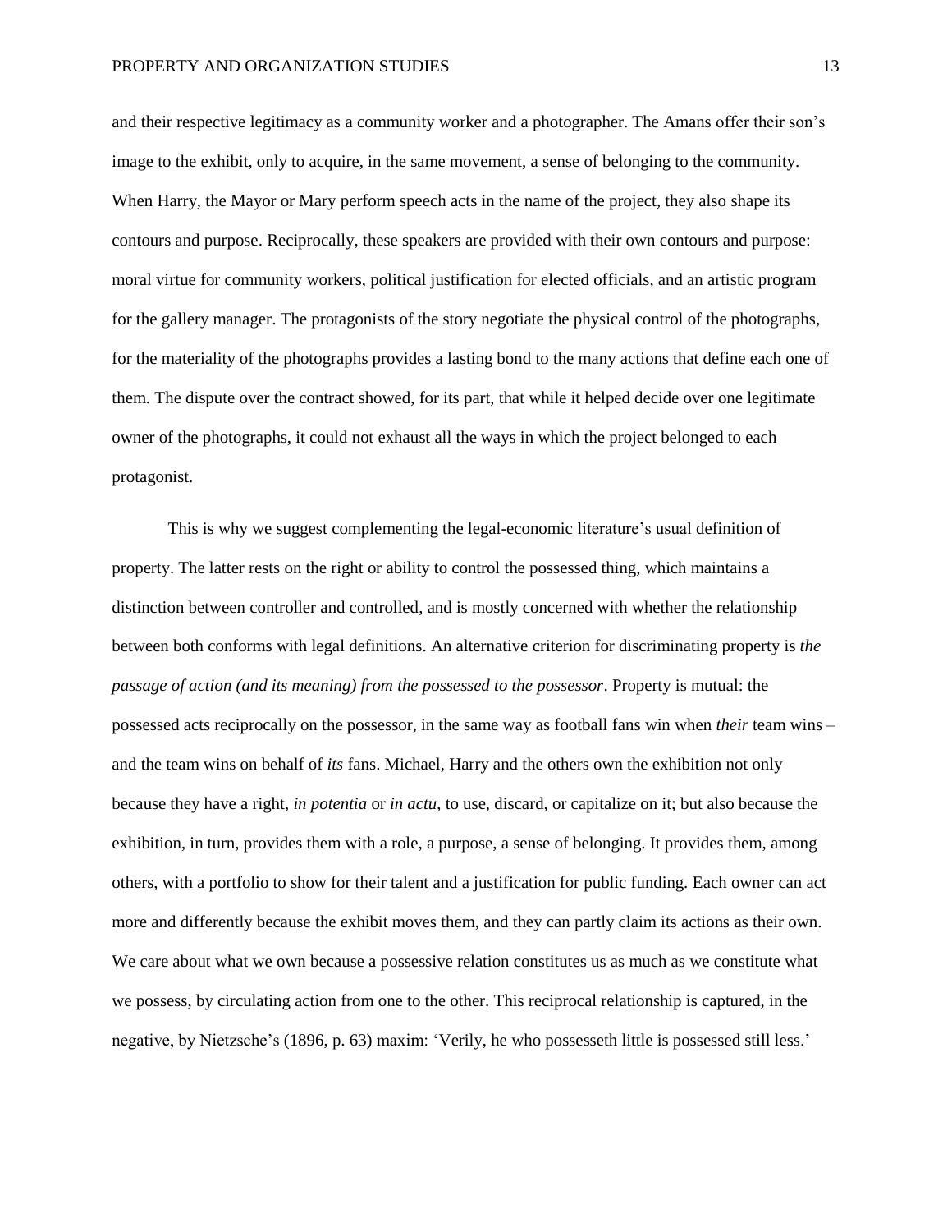and their respective legitimacy as a community worker and a photographer. The Amans offer their son's image to the exhibit, only to acquire, in the same movement, a sense of belonging to the community. When Harry, the Mayor or Mary perform speech acts in the name of the project, they also shape its contours and purpose. Reciprocally, these speakers are provided with their own contours and purpose: moral virtue for community workers, political justification for elected officials, and an artistic program for the gallery manager. The protagonists of the story negotiate the physical control of the photographs, for the materiality of the photographs provides a lasting bond to the many actions that define each one of them. The dispute over the contract showed, for its part, that while it helped decide over one legitimate owner of the photographs, it could not exhaust all the ways in which the project belonged to each protagonist.

This is why we suggest complementing the legal-economic literature's usual definition of property. The latter rests on the right or ability to control the possessed thing, which maintains a distinction between controller and controlled, and is mostly concerned with whether the relationship between both conforms with legal definitions. An alternative criterion for discriminating property is *the passage of action (and its meaning) from the possessed to the possessor*. Property is mutual: the possessed acts reciprocally on the possessor, in the same way as football fans win when *their* team wins – and the team wins on behalf of *its* fans. Michael, Harry and the others own the exhibition not only because they have a right, *in potentia* or *in actu*, to use, discard, or capitalize on it; but also because the exhibition, in turn, provides them with a role, a purpose, a sense of belonging. It provides them, among others, with a portfolio to show for their talent and a justification for public funding. Each owner can act more and differently because the exhibit moves them, and they can partly claim its actions as their own. We care about what we own because a possessive relation constitutes us as much as we constitute what we possess, by circulating action from one to the other. This reciprocal relationship is captured, in the negative, by Nietzsche's (1896, p. 63) maxim: 'Verily, he who possesseth little is possessed still less.'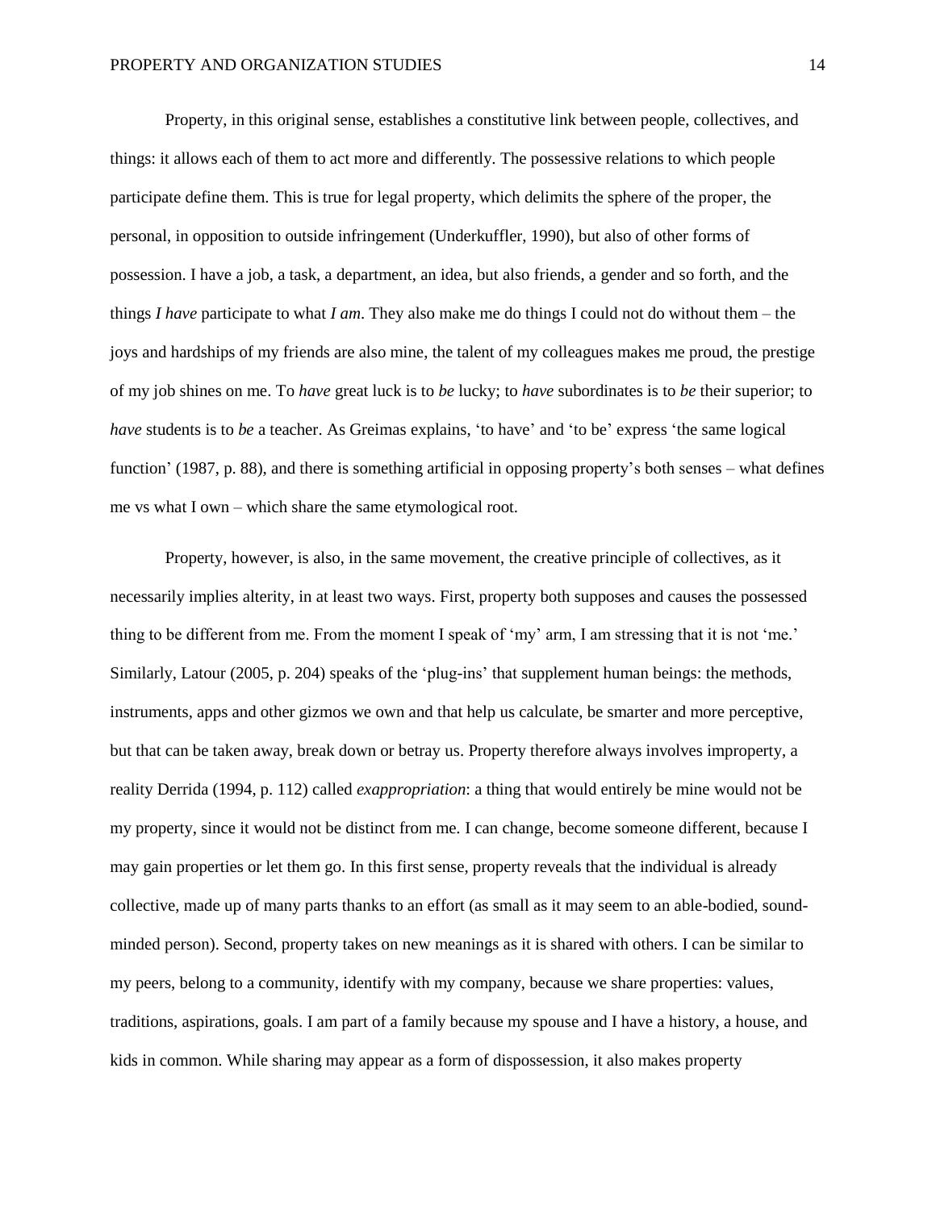Property, in this original sense, establishes a constitutive link between people, collectives, and things: it allows each of them to act more and differently. The possessive relations to which people participate define them. This is true for legal property, which delimits the sphere of the proper, the personal, in opposition to outside infringement (Underkuffler, 1990), but also of other forms of possession. I have a job, a task, a department, an idea, but also friends, a gender and so forth, and the things *I have* participate to what *I am*. They also make me do things I could not do without them – the joys and hardships of my friends are also mine, the talent of my colleagues makes me proud, the prestige of my job shines on me. To *have* great luck is to *be* lucky; to *have* subordinates is to *be* their superior; to *have* students is to *be* a teacher. As Greimas explains, 'to have' and 'to be' express 'the same logical function' (1987, p. 88), and there is something artificial in opposing property's both senses – what defines me vs what I own – which share the same etymological root.

Property, however, is also, in the same movement, the creative principle of collectives, as it necessarily implies alterity, in at least two ways. First, property both supposes and causes the possessed thing to be different from me. From the moment I speak of 'my' arm, I am stressing that it is not 'me.' Similarly, Latour (2005, p. 204) speaks of the 'plug-ins' that supplement human beings: the methods, instruments, apps and other gizmos we own and that help us calculate, be smarter and more perceptive, but that can be taken away, break down or betray us. Property therefore always involves improperty, a reality Derrida (1994, p. 112) called *exappropriation*: a thing that would entirely be mine would not be my property, since it would not be distinct from me. I can change, become someone different, because I may gain properties or let them go. In this first sense, property reveals that the individual is already collective, made up of many parts thanks to an effort (as small as it may seem to an able-bodied, sound-minded person). Second, property takes on new meanings as it is shared with others. I can be similar to my peers, belong to a community, identify with my company, because we share properties: values, traditions, aspirations, goals. I am part of a family because my spouse and I have a history, a house, and kids in common. While sharing may appear as a form of dispossession, it also makes property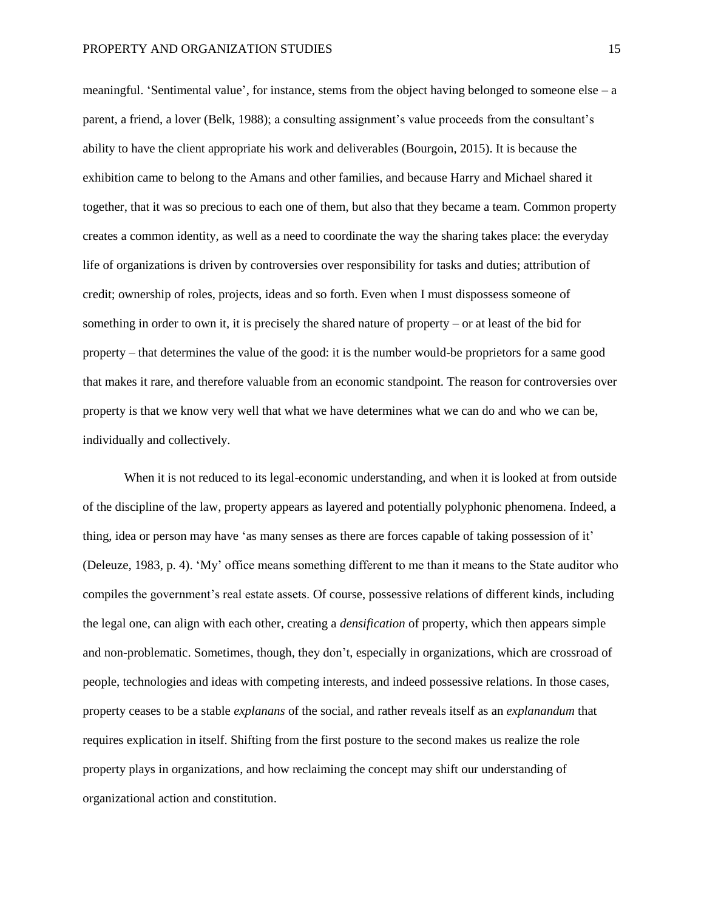meaningful. 'Sentimental value', for instance, stems from the object having belonged to someone else – a parent, a friend, a lover (Belk, 1988); a consulting assignment's value proceeds from the consultant's ability to have the client appropriate his work and deliverables (Bourgoin, 2015). It is because the exhibition came to belong to the Amans and other families, and because Harry and Michael shared it together, that it was so precious to each one of them, but also that they became a team. Common property creates a common identity, as well as a need to coordinate the way the sharing takes place: the everyday life of organizations is driven by controversies over responsibility for tasks and duties; attribution of credit; ownership of roles, projects, ideas and so forth. Even when I must dispossess someone of something in order to own it, it is precisely the shared nature of property – or at least of the bid for property – that determines the value of the good: it is the number would-be proprietors for a same good that makes it rare, and therefore valuable from an economic standpoint. The reason for controversies over property is that we know very well that what we have determines what we can do and who we can be, individually and collectively.

When it is not reduced to its legal-economic understanding, and when it is looked at from outside of the discipline of the law, property appears as layered and potentially polyphonic phenomena. Indeed, a thing, idea or person may have 'as many senses as there are forces capable of taking possession of it' (Deleuze, 1983, p. 4). 'My' office means something different to me than it means to the State auditor who compiles the government's real estate assets. Of course, possessive relations of different kinds, including the legal one, can align with each other, creating a *densification* of property, which then appears simple and non-problematic. Sometimes, though, they don't, especially in organizations, which are crossroad of people, technologies and ideas with competing interests, and indeed possessive relations. In those cases, property ceases to be a stable *explanans* of the social, and rather reveals itself as an *explanandum* that requires explication in itself. Shifting from the first posture to the second makes us realize the role property plays in organizations, and how reclaiming the concept may shift our understanding of organizational action and constitution.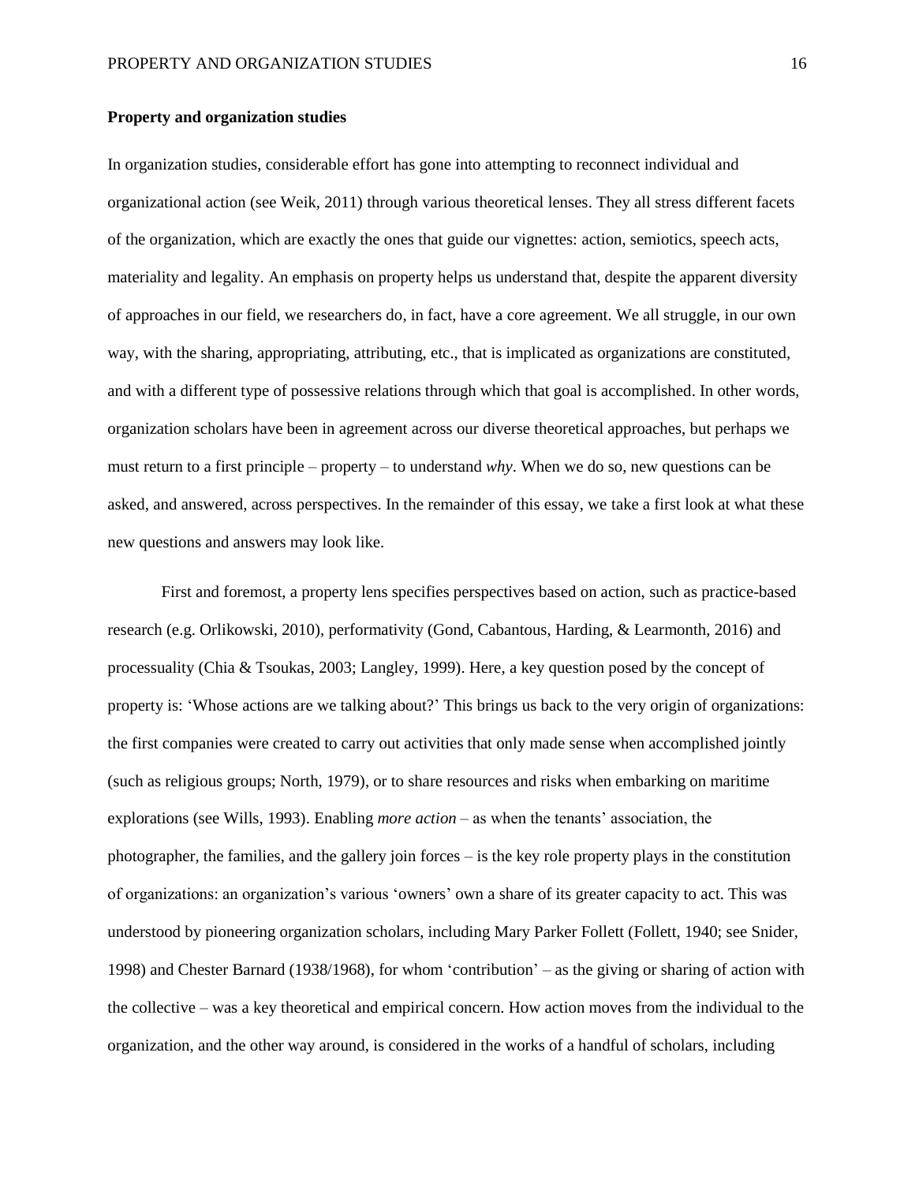**Property and organization studies**

In organization studies, considerable effort has gone into attempting to reconnect individual and organizational action (see Weik, 2011) through various theoretical lenses. They all stress different facets of the organization, which are exactly the ones that guide our vignettes: action, semiotics, speech acts, materiality and legality. An emphasis on property helps us understand that, despite the apparent diversity of approaches in our field, we researchers do, in fact, have a core agreement. We all struggle, in our own way, with the sharing, appropriating, attributing, etc., that is implicated as organizations are constituted, and with a different type of possessive relations through which that goal is accomplished. In other words, organization scholars have been in agreement across our diverse theoretical approaches, but perhaps we must return to a first principle – property – to understand *why*. When we do so, new questions can be asked, and answered, across perspectives. In the remainder of this essay, we take a first look at what these new questions and answers may look like.

First and foremost, a property lens specifies perspectives based on action, such as practice-based research (e.g. Orlikowski, 2010), performativity (Gond, Cabantous, Harding, & Learmonth, 2016) and processuality (Chia & Tsoukas, 2003; Langley, 1999). Here, a key question posed by the concept of property is: 'Whose actions are we talking about?' This brings us back to the very origin of organizations: the first companies were created to carry out activities that only made sense when accomplished jointly (such as religious groups; North, 1979), or to share resources and risks when embarking on maritime explorations (see Wills, 1993). Enabling *more action* – as when the tenants' association, the photographer, the families, and the gallery join forces – is the key role property plays in the constitution of organizations: an organization's various 'owners' own a share of its greater capacity to act. This was understood by pioneering organization scholars, including Mary Parker Follett (Follett, 1940; see Snider, 1998) and Chester Barnard (1938/1968), for whom 'contribution' – as the giving or sharing of action with the collective – was a key theoretical and empirical concern. How action moves from the individual to the organization, and the other way around, is considered in the works of a handful of scholars, including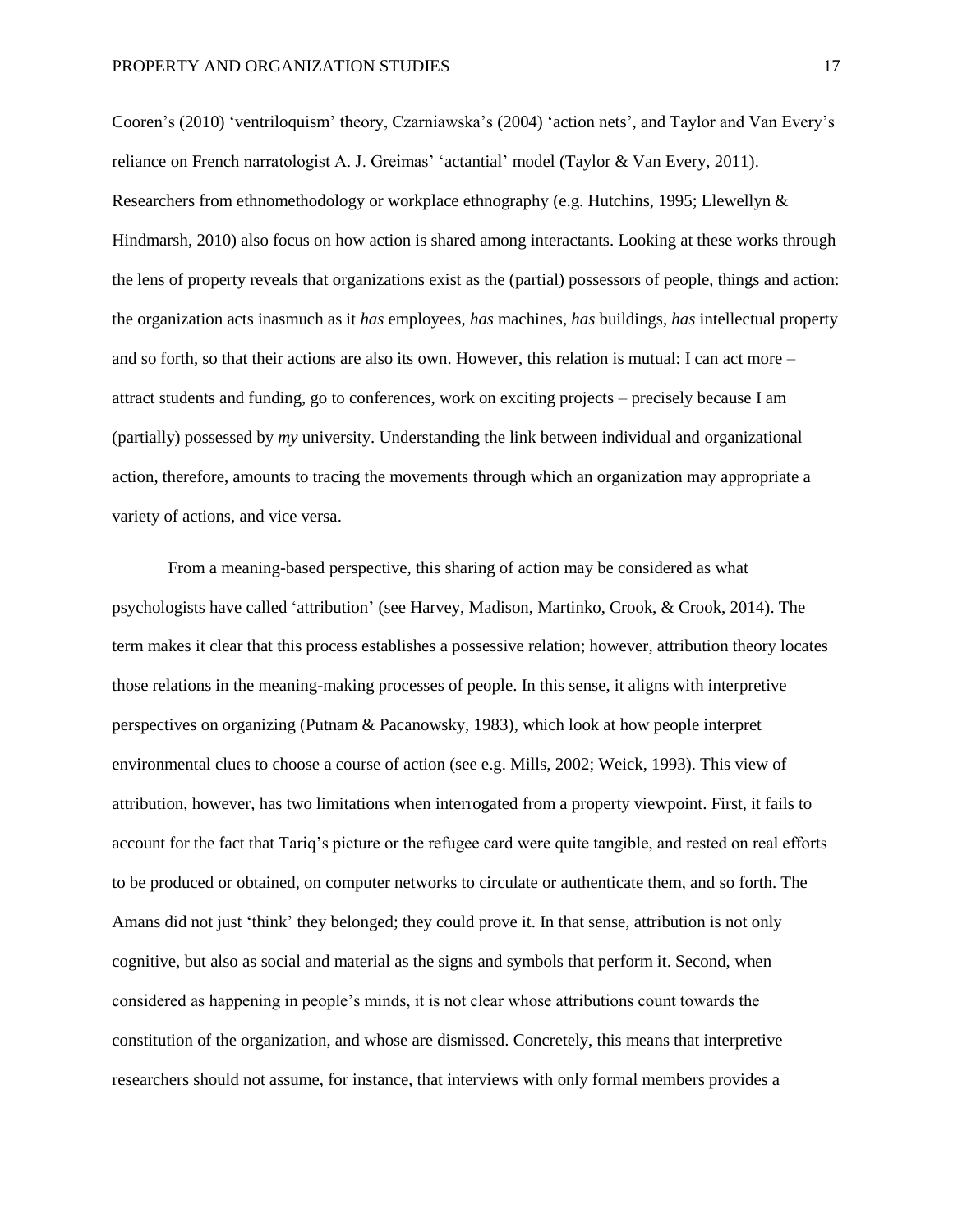Cooren's (2010) 'ventriloquism' theory, Czarniawska's (2004) 'action nets', and Taylor and Van Every's reliance on French narratologist A. J. Greimas' 'actantial' model (Taylor & Van Every, 2011). Researchers from ethnomethodology or workplace ethnography (e.g. Hutchins, 1995; Llewellyn & Hindmarsh, 2010) also focus on how action is shared among interactants. Looking at these works through the lens of property reveals that organizations exist as the (partial) possessors of people, things and action: the organization acts inasmuch as it *has* employees, *has* machines, *has* buildings, *has* intellectual property and so forth, so that their actions are also its own. However, this relation is mutual: I can act more – attract students and funding, go to conferences, work on exciting projects – precisely because I am (partially) possessed by *my* university. Understanding the link between individual and organizational action, therefore, amounts to tracing the movements through which an organization may appropriate a variety of actions, and vice versa.

From a meaning-based perspective, this sharing of action may be considered as what psychologists have called 'attribution' (see Harvey, Madison, Martinko, Crook, & Crook, 2014). The term makes it clear that this process establishes a possessive relation; however, attribution theory locates those relations in the meaning-making processes of people. In this sense, it aligns with interpretive perspectives on organizing (Putnam & Pacanowsky, 1983), which look at how people interpret environmental clues to choose a course of action (see e.g. Mills, 2002; Weick, 1993). This view of attribution, however, has two limitations when interrogated from a property viewpoint. First, it fails to account for the fact that Tariq's picture or the refugee card were quite tangible, and rested on real efforts to be produced or obtained, on computer networks to circulate or authenticate them, and so forth. The Amans did not just 'think' they belonged; they could prove it. In that sense, attribution is not only cognitive, but also as social and material as the signs and symbols that perform it. Second, when considered as happening in people's minds, it is not clear whose attributions count towards the constitution of the organization, and whose are dismissed. Concretely, this means that interpretive researchers should not assume, for instance, that interviews with only formal members provides a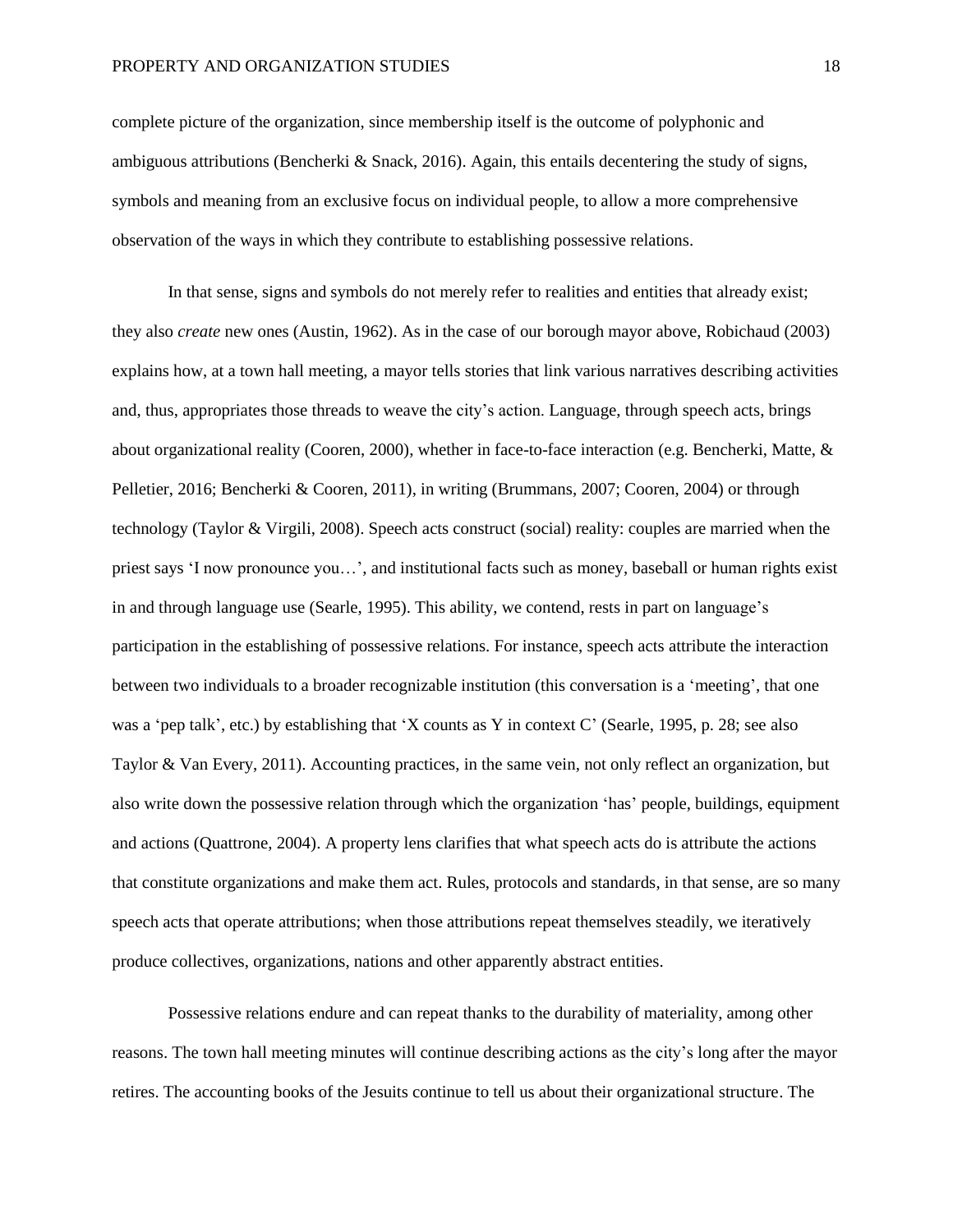complete picture of the organization, since membership itself is the outcome of polyphonic and ambiguous attributions (Bencherki & Snack, 2016). Again, this entails decentering the study of signs, symbols and meaning from an exclusive focus on individual people, to allow a more comprehensive observation of the ways in which they contribute to establishing possessive relations.

In that sense, signs and symbols do not merely refer to realities and entities that already exist; they also *create* new ones (Austin, 1962). As in the case of our borough mayor above, Robichaud (2003) explains how, at a town hall meeting, a mayor tells stories that link various narratives describing activities and, thus, appropriates those threads to weave the city's action. Language, through speech acts, brings about organizational reality (Cooren, 2000), whether in face-to-face interaction (e.g. Bencherki, Matte, & Pelletier, 2016; Bencherki & Cooren, 2011), in writing (Brummans, 2007; Cooren, 2004) or through technology (Taylor & Virgili, 2008). Speech acts construct (social) reality: couples are married when the priest says 'I now pronounce you…', and institutional facts such as money, baseball or human rights exist in and through language use (Searle, 1995). This ability, we contend, rests in part on language's participation in the establishing of possessive relations. For instance, speech acts attribute the interaction between two individuals to a broader recognizable institution (this conversation is a 'meeting', that one was a 'pep talk', etc.) by establishing that 'X counts as Y in context C' (Searle, 1995, p. 28; see also Taylor & Van Every, 2011). Accounting practices, in the same vein, not only reflect an organization, but also write down the possessive relation through which the organization 'has' people, buildings, equipment and actions (Quattrone, 2004). A property lens clarifies that what speech acts do is attribute the actions that constitute organizations and make them act. Rules, protocols and standards, in that sense, are so many speech acts that operate attributions; when those attributions repeat themselves steadily, we iteratively produce collectives, organizations, nations and other apparently abstract entities.

Possessive relations endure and can repeat thanks to the durability of materiality, among other reasons. The town hall meeting minutes will continue describing actions as the city's long after the mayor retires. The accounting books of the Jesuits continue to tell us about their organizational structure. The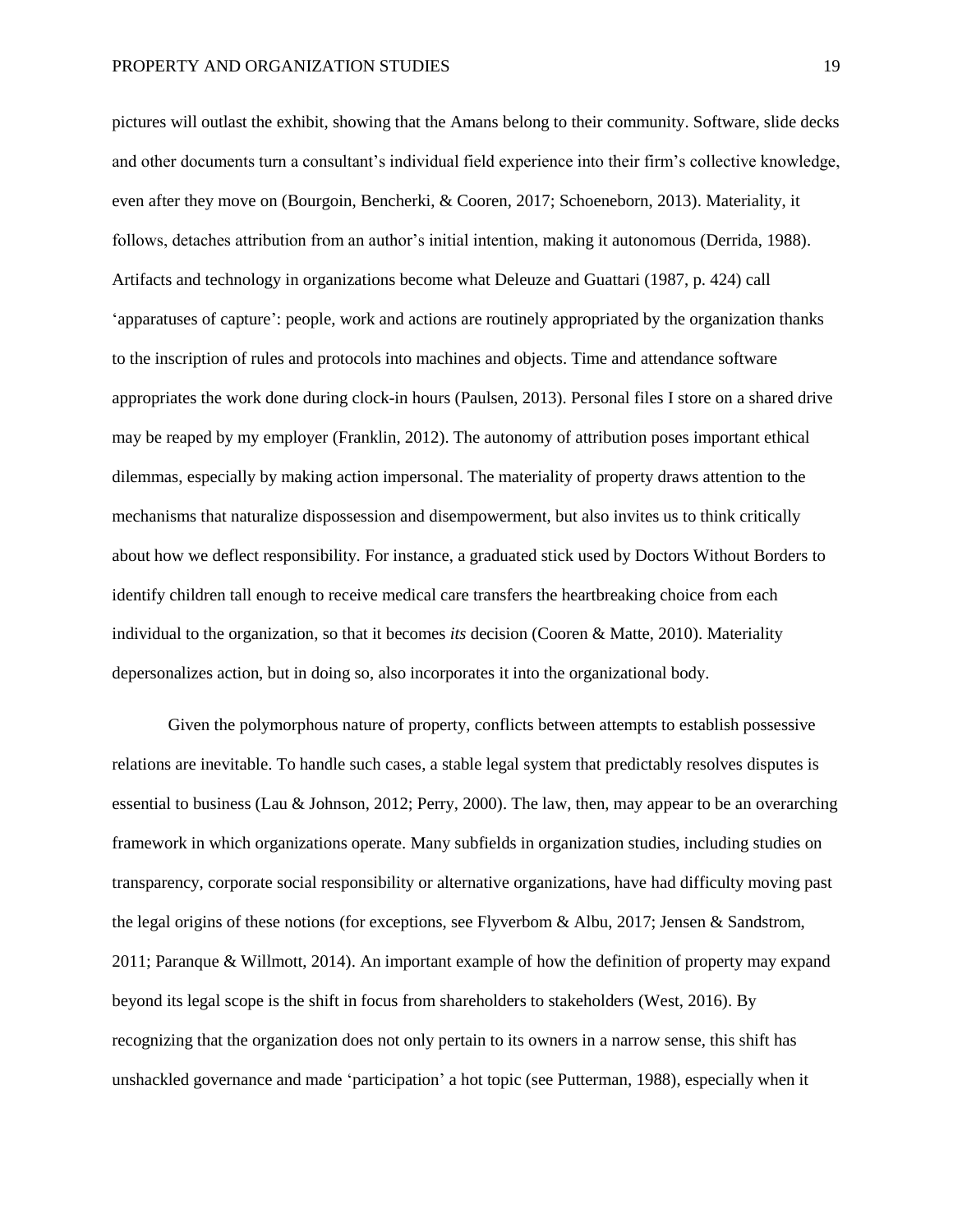pictures will outlast the exhibit, showing that the Amans belong to their community. Software, slide decks and other documents turn a consultant's individual field experience into their firm's collective knowledge, even after they move on (Bourgoin, Bencherki, & Cooren, 2017; Schoeneborn, 2013). Materiality, it follows, detaches attribution from an author's initial intention, making it autonomous (Derrida, 1988). Artifacts and technology in organizations become what Deleuze and Guattari (1987, p. 424) call 'apparatuses of capture': people, work and actions are routinely appropriated by the organization thanks to the inscription of rules and protocols into machines and objects. Time and attendance software appropriates the work done during clock-in hours (Paulsen, 2013). Personal files I store on a shared drive may be reaped by my employer (Franklin, 2012). The autonomy of attribution poses important ethical dilemmas, especially by making action impersonal. The materiality of property draws attention to the mechanisms that naturalize dispossession and disempowerment, but also invites us to think critically about how we deflect responsibility. For instance, a graduated stick used by Doctors Without Borders to identify children tall enough to receive medical care transfers the heartbreaking choice from each individual to the organization, so that it becomes *its* decision (Cooren & Matte, 2010). Materiality depersonalizes action, but in doing so, also incorporates it into the organizational body.

Given the polymorphous nature of property, conflicts between attempts to establish possessive relations are inevitable. To handle such cases, a stable legal system that predictably resolves disputes is essential to business (Lau & Johnson, 2012; Perry, 2000). The law, then, may appear to be an overarching framework in which organizations operate. Many subfields in organization studies, including studies on transparency, corporate social responsibility or alternative organizations, have had difficulty moving past the legal origins of these notions (for exceptions, see Flyverbom & Albu, 2017; Jensen & Sandstrom, 2011; Paranque & Willmott, 2014). An important example of how the definition of property may expand beyond its legal scope is the shift in focus from shareholders to stakeholders (West, 2016). By recognizing that the organization does not only pertain to its owners in a narrow sense, this shift has unshackled governance and made 'participation' a hot topic (see Putterman, 1988), especially when it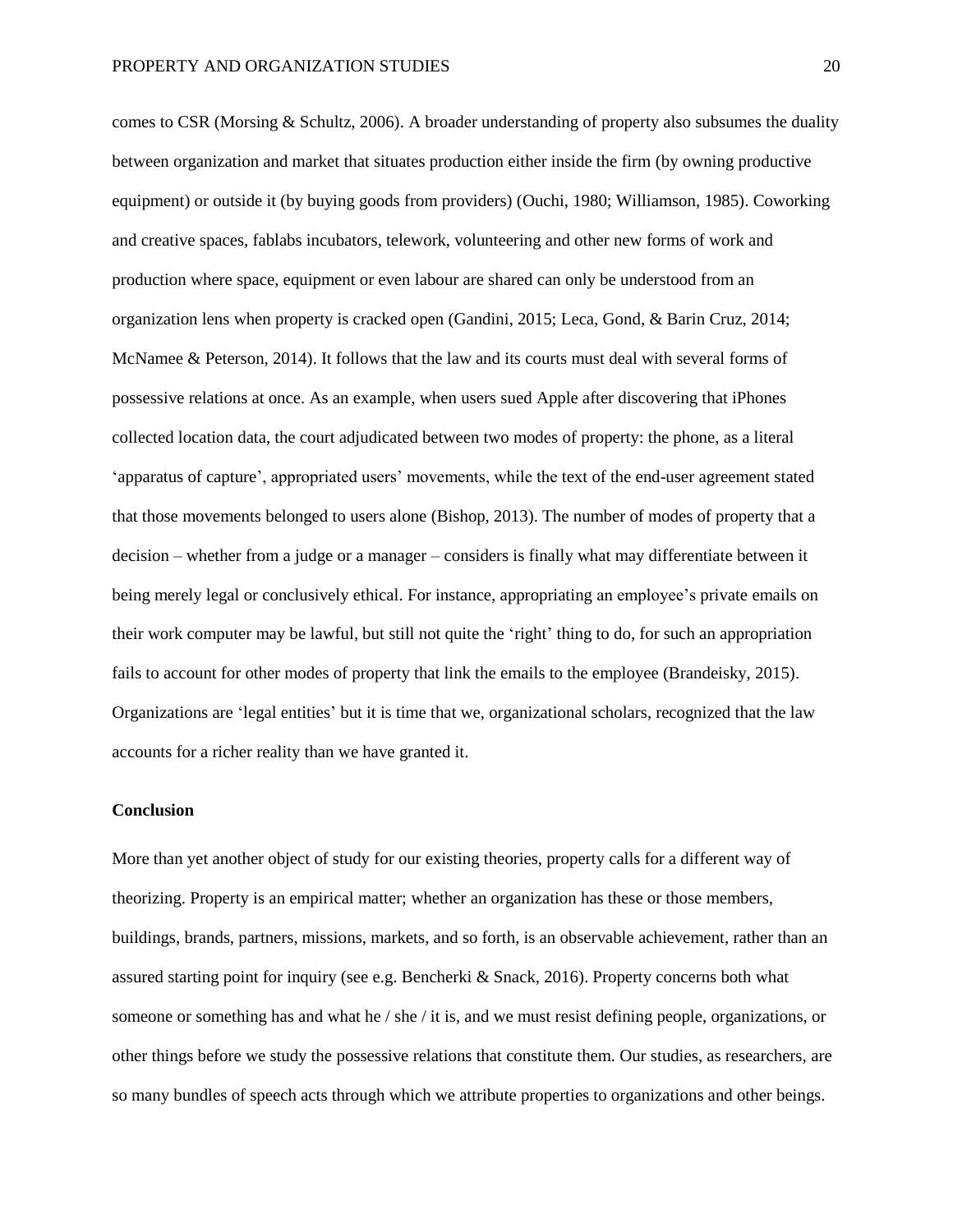comes to CSR (Morsing & Schultz, 2006). A broader understanding of property also subsumes the duality between organization and market that situates production either inside the firm (by owning productive equipment) or outside it (by buying goods from providers) (Ouchi, 1980; Williamson, 1985). Coworking and creative spaces, fablabs incubators, telework, volunteering and other new forms of work and production where space, equipment or even labour are shared can only be understood from an organization lens when property is cracked open (Gandini, 2015; Leca, Gond, & Barin Cruz, 2014; McNamee & Peterson, 2014). It follows that the law and its courts must deal with several forms of possessive relations at once. As an example, when users sued Apple after discovering that iPhones collected location data, the court adjudicated between two modes of property: the phone, as a literal 'apparatus of capture', appropriated users' movements, while the text of the end-user agreement stated that those movements belonged to users alone (Bishop, 2013). The number of modes of property that a decision – whether from a judge or a manager – considers is finally what may differentiate between it being merely legal or conclusively ethical. For instance, appropriating an employee's private emails on their work computer may be lawful, but still not quite the 'right' thing to do, for such an appropriation fails to account for other modes of property that link the emails to the employee (Brandeisky, 2015). Organizations are 'legal entities' but it is time that we, organizational scholars, recognized that the law accounts for a richer reality than we have granted it.

## Conclusion

More than yet another object of study for our existing theories, property calls for a different way of theorizing. Property is an empirical matter; whether an organization has these or those members, buildings, brands, partners, missions, markets, and so forth, is an observable achievement, rather than an assured starting point for inquiry (see e.g. Bencherki & Snack, 2016). Property concerns both what someone or something has and what he / she / it is, and we must resist defining people, organizations, or other things before we study the possessive relations that constitute them. Our studies, as researchers, are so many bundles of speech acts through which we attribute properties to organizations and other beings.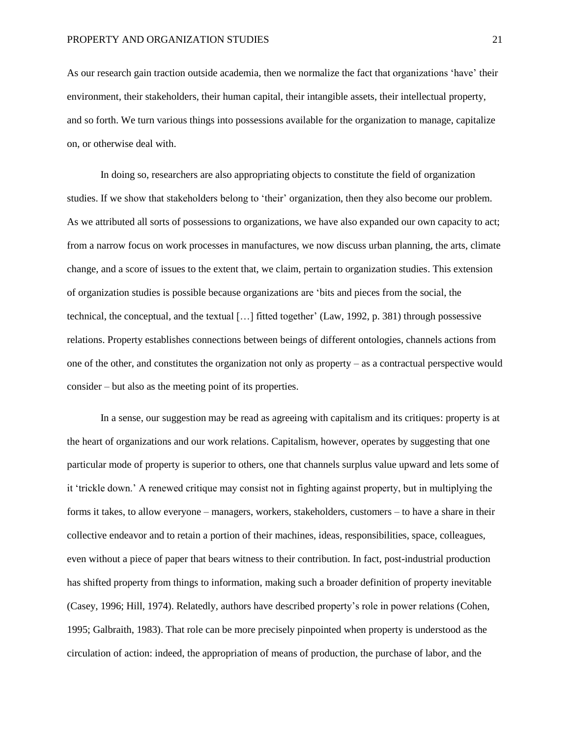As our research gain traction outside academia, then we normalize the fact that organizations 'have' their environment, their stakeholders, their human capital, their intangible assets, their intellectual property, and so forth. We turn various things into possessions available for the organization to manage, capitalize on, or otherwise deal with.

In doing so, researchers are also appropriating objects to constitute the field of organization studies. If we show that stakeholders belong to 'their' organization, then they also become our problem. As we attributed all sorts of possessions to organizations, we have also expanded our own capacity to act; from a narrow focus on work processes in manufactures, we now discuss urban planning, the arts, climate change, and a score of issues to the extent that, we claim, pertain to organization studies. This extension of organization studies is possible because organizations are 'bits and pieces from the social, the technical, the conceptual, and the textual […] fitted together' (Law, 1992, p. 381) through possessive relations. Property establishes connections between beings of different ontologies, channels actions from one of the other, and constitutes the organization not only as property – as a contractual perspective would consider – but also as the meeting point of its properties.

In a sense, our suggestion may be read as agreeing with capitalism and its critiques: property is at the heart of organizations and our work relations. Capitalism, however, operates by suggesting that one particular mode of property is superior to others, one that channels surplus value upward and lets some of it 'trickle down.' A renewed critique may consist not in fighting against property, but in multiplying the forms it takes, to allow everyone – managers, workers, stakeholders, customers – to have a share in their collective endeavor and to retain a portion of their machines, ideas, responsibilities, space, colleagues, even without a piece of paper that bears witness to their contribution. In fact, post-industrial production has shifted property from things to information, making such a broader definition of property inevitable (Casey, 1996; Hill, 1974). Relatedly, authors have described property's role in power relations (Cohen, 1995; Galbraith, 1983). That role can be more precisely pinpointed when property is understood as the circulation of action: indeed, the appropriation of means of production, the purchase of labor, and the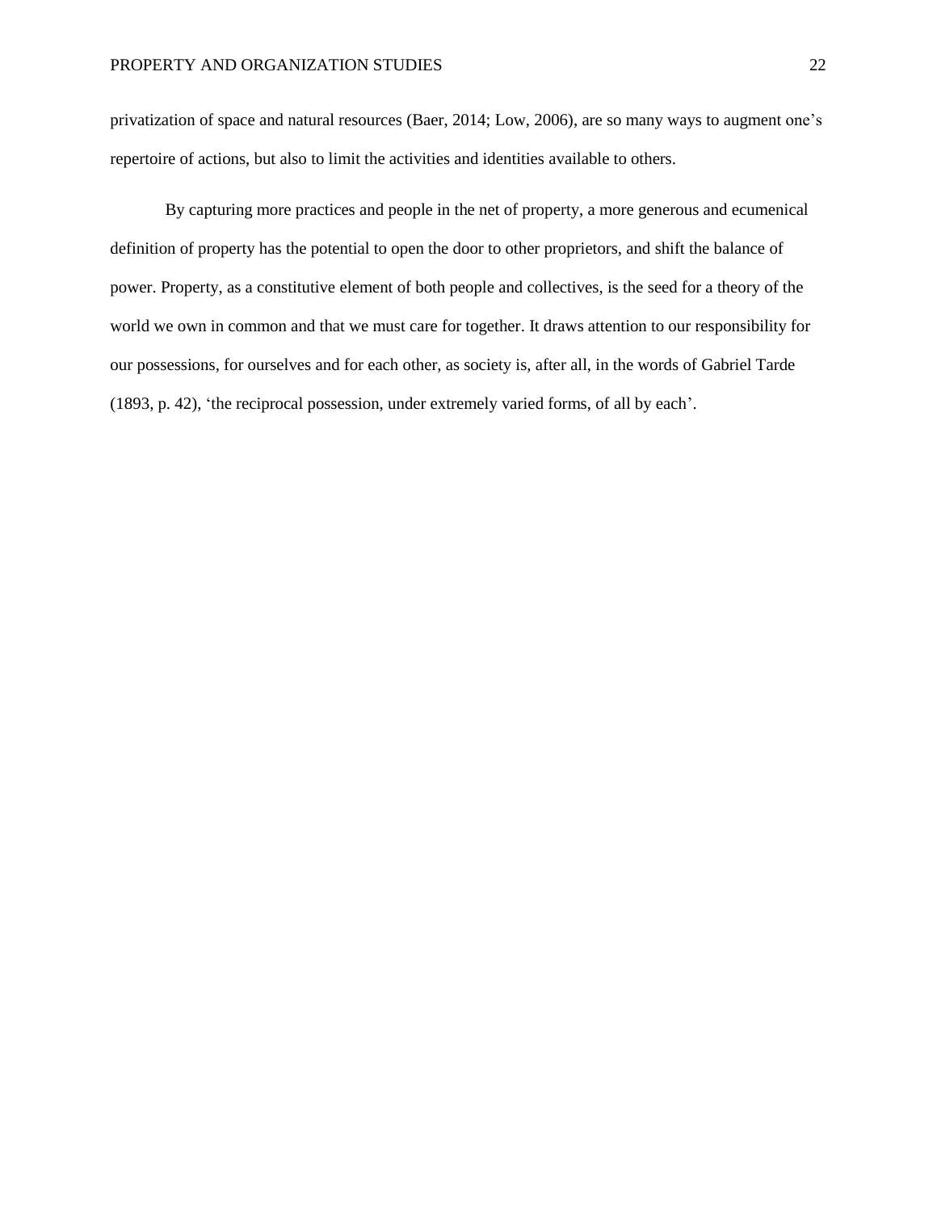privatization of space and natural resources (Baer, 2014; Low, 2006), are so many ways to augment one's repertoire of actions, but also to limit the activities and identities available to others.

By capturing more practices and people in the net of property, a more generous and ecumenical definition of property has the potential to open the door to other proprietors, and shift the balance of power. Property, as a constitutive element of both people and collectives, is the seed for a theory of the world we own in common and that we must care for together. It draws attention to our responsibility for our possessions, for ourselves and for each other, as society is, after all, in the words of Gabriel Tarde (1893, p. 42), 'the reciprocal possession, under extremely varied forms, of all by each'.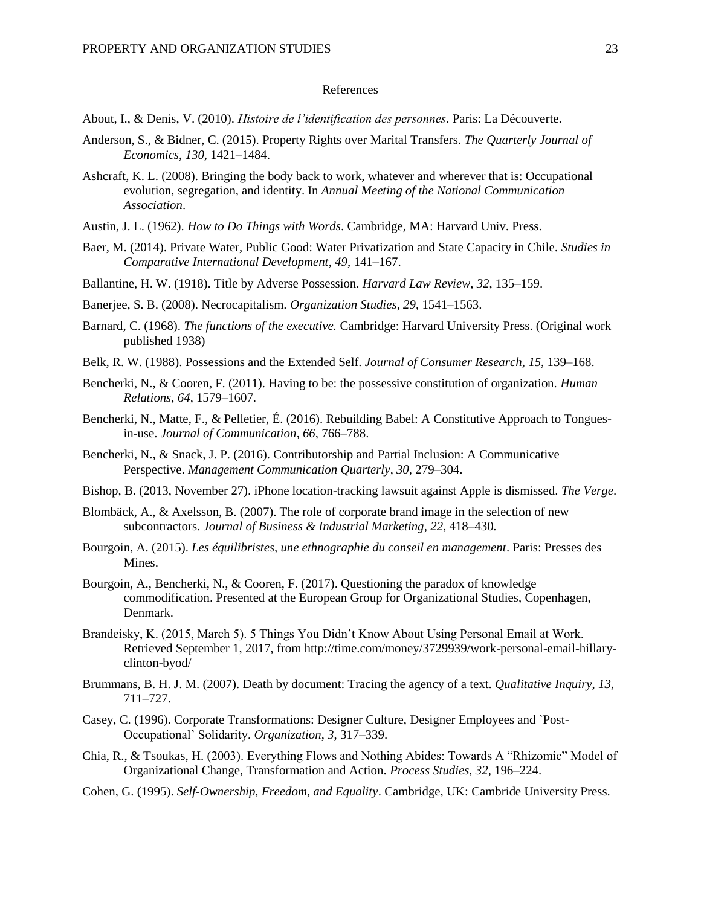# References

About, I., & Denis, V. (2010). *Histoire de l'identification des personnes*. Paris: La Découverte.

Anderson, S., & Bidner, C. (2015). Property Rights over Marital Transfers. *The Quarterly Journal of Economics*, *130*, 1421–1484.

Ashcraft, K. L. (2008). Bringing the body back to work, whatever and wherever that is: Occupational evolution, segregation, and identity. In *Annual Meeting of the National Communication Association*.

Austin, J. L. (1962). *How to Do Things with Words*. Cambridge, MA: Harvard Univ. Press.

Baer, M. (2014). Private Water, Public Good: Water Privatization and State Capacity in Chile. *Studies in Comparative International Development*, *49*, 141–167.

Ballantine, H. W. (1918). Title by Adverse Possession. *Harvard Law Review*, *32*, 135–159.

Banerjee, S. B. (2008). Necrocapitalism. *Organization Studies*, *29*, 1541–1563.

Barnard, C. (1968). *The functions of the executive.* Cambridge: Harvard University Press. (Original work published 1938)

Belk, R. W. (1988). Possessions and the Extended Self. *Journal of Consumer Research*, *15*, 139–168.

Bencherki, N., & Cooren, F. (2011). Having to be: the possessive constitution of organization. *Human Relations*, *64*, 1579–1607.

Bencherki, N., Matte, F., & Pelletier, É. (2016). Rebuilding Babel: A Constitutive Approach to Tongues-in-use. *Journal of Communication*, *66*, 766–788.

Bencherki, N., & Snack, J. P. (2016). Contributorship and Partial Inclusion: A Communicative Perspective. *Management Communication Quarterly*, *30*, 279–304.

Bishop, B. (2013, November 27). iPhone location-tracking lawsuit against Apple is dismissed. *The Verge*.

Blombäck, A., & Axelsson, B. (2007). The role of corporate brand image in the selection of new subcontractors. *Journal of Business & Industrial Marketing*, *22*, 418–430.

Bourgoin, A. (2015). *Les équilibristes, une ethnographie du conseil en management*. Paris: Presses des Mines.

Bourgoin, A., Bencherki, N., & Cooren, F. (2017). Questioning the paradox of knowledge commodification. Presented at the European Group for Organizational Studies, Copenhagen, Denmark.

Brandeisky, K. (2015, March 5). 5 Things You Didn't Know About Using Personal Email at Work. Retrieved September 1, 2017, from http://time.com/money/3729939/work-personal-email-hillary-clinton-byod/

Brummans, B. H. J. M. (2007). Death by document: Tracing the agency of a text. *Qualitative Inquiry*, *13*, 711–727.

Casey, C. (1996). Corporate Transformations: Designer Culture, Designer Employees and `Post-Occupational' Solidarity. *Organization*, *3*, 317–339.

Chia, R., & Tsoukas, H. (2003). Everything Flows and Nothing Abides: Towards A "Rhizomic" Model of Organizational Change, Transformation and Action. *Process Studies*, *32*, 196–224.

Cohen, G. (1995). *Self-Ownership, Freedom, and Equality*. Cambridge, UK: Cambride University Press.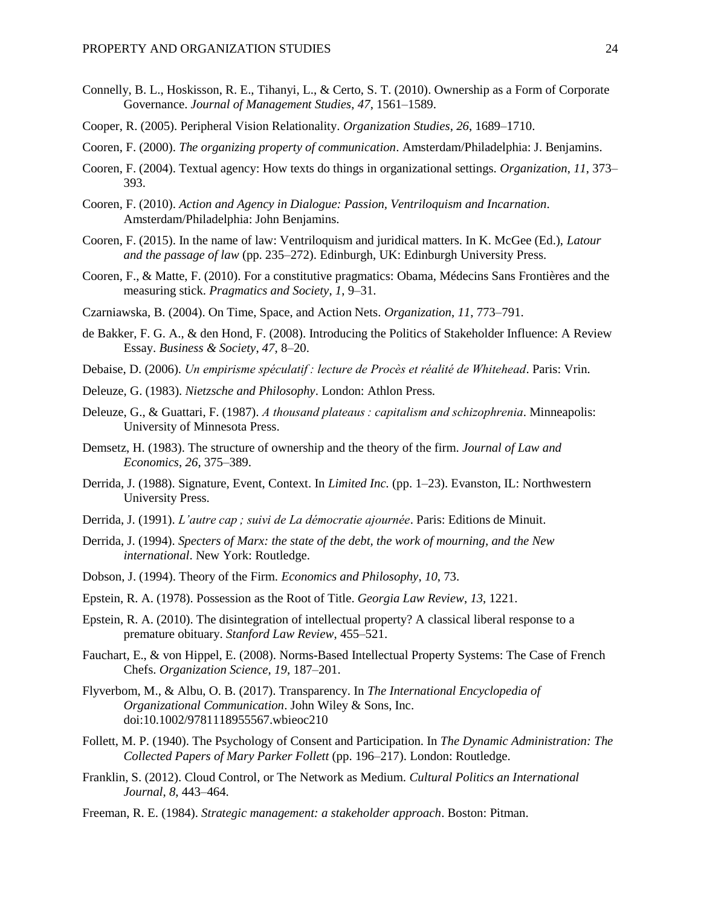Connelly, B. L., Hoskisson, R. E., Tihanyi, L., & Certo, S. T. (2010). Ownership as a Form of Corporate Governance. *Journal of Management Studies*, *47*, 1561–1589.

Cooper, R. (2005). Peripheral Vision Relationality. *Organization Studies*, *26*, 1689–1710.

Cooren, F. (2000). *The organizing property of communication*. Amsterdam/Philadelphia: J. Benjamins.

Cooren, F. (2004). Textual agency: How texts do things in organizational settings. *Organization*, *11*, 373–393.

Cooren, F. (2010). *Action and Agency in Dialogue: Passion, Ventriloquism and Incarnation*. Amsterdam/Philadelphia: John Benjamins.

Cooren, F. (2015). In the name of law: Ventriloquism and juridical matters. In K. McGee (Ed.), *Latour and the passage of law* (pp. 235–272). Edinburgh, UK: Edinburgh University Press.

Cooren, F., & Matte, F. (2010). For a constitutive pragmatics: Obama, Médecins Sans Frontières and the measuring stick. *Pragmatics and Society*, *1*, 9–31.

Czarniawska, B. (2004). On Time, Space, and Action Nets. *Organization*, *11*, 773–791.

de Bakker, F. G. A., & den Hond, F. (2008). Introducing the Politics of Stakeholder Influence: A Review Essay. *Business & Society*, *47*, 8–20.

Debaise, D. (2006). *Un empirisme spéculatif : lecture de Procès et réalité de Whitehead*. Paris: Vrin.

Deleuze, G. (1983). *Nietzsche and Philosophy*. London: Athlon Press.

Deleuze, G., & Guattari, F. (1987). *A thousand plateaus : capitalism and schizophrenia*. Minneapolis: University of Minnesota Press.

Demsetz, H. (1983). The structure of ownership and the theory of the firm. *Journal of Law and Economics*, *26*, 375–389.

Derrida, J. (1988). Signature, Event, Context. In *Limited Inc.* (pp. 1–23). Evanston, IL: Northwestern University Press.

Derrida, J. (1991). *L'autre cap ; suivi de La démocratie ajournée*. Paris: Editions de Minuit.

Derrida, J. (1994). *Specters of Marx: the state of the debt, the work of mourning, and the New international*. New York: Routledge.

Dobson, J. (1994). Theory of the Firm. *Economics and Philosophy*, *10*, 73.

Epstein, R. A. (1978). Possession as the Root of Title. *Georgia Law Review*, *13*, 1221.

Epstein, R. A. (2010). The disintegration of intellectual property? A classical liberal response to a premature obituary. *Stanford Law Review*, 455–521.

Fauchart, E., & von Hippel, E. (2008). Norms-Based Intellectual Property Systems: The Case of French Chefs. *Organization Science*, *19*, 187–201.

Flyverbom, M., & Albu, O. B. (2017). Transparency. In *The International Encyclopedia of Organizational Communication*. John Wiley & Sons, Inc. doi:10.1002/9781118955567.wbieoc210

Follett, M. P. (1940). The Psychology of Consent and Participation. In *The Dynamic Administration: The Collected Papers of Mary Parker Follett* (pp. 196–217). London: Routledge.

Franklin, S. (2012). Cloud Control, or The Network as Medium. *Cultural Politics an International Journal*, *8*, 443–464.

Freeman, R. E. (1984). *Strategic management: a stakeholder approach*. Boston: Pitman.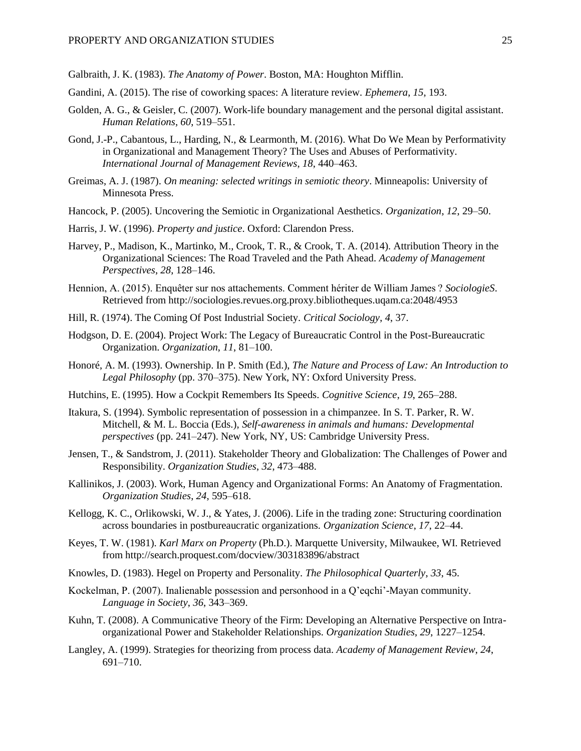Galbraith, J. K. (1983). *The Anatomy of Power*. Boston, MA: Houghton Mifflin.

Gandini, A. (2015). The rise of coworking spaces: A literature review. *Ephemera*, *15*, 193.

Golden, A. G., & Geisler, C. (2007). Work-life boundary management and the personal digital assistant. *Human Relations*, *60*, 519–551.

Gond, J.-P., Cabantous, L., Harding, N., & Learmonth, M. (2016). What Do We Mean by Performativity in Organizational and Management Theory? The Uses and Abuses of Performativity. *International Journal of Management Reviews*, *18*, 440–463.

Greimas, A. J. (1987). *On meaning: selected writings in semiotic theory*. Minneapolis: University of Minnesota Press.

Hancock, P. (2005). Uncovering the Semiotic in Organizational Aesthetics. *Organization*, *12*, 29–50.

Harris, J. W. (1996). *Property and justice*. Oxford: Clarendon Press.

Harvey, P., Madison, K., Martinko, M., Crook, T. R., & Crook, T. A. (2014). Attribution Theory in the Organizational Sciences: The Road Traveled and the Path Ahead. *Academy of Management Perspectives*, *28*, 128–146.

Hennion, A. (2015). Enquêter sur nos attachements. Comment hériter de William James ? *SociologieS*. Retrieved from http://sociologies.revues.org.proxy.bibliotheques.uqam.ca:2048/4953

Hill, R. (1974). The Coming Of Post Industrial Society. *Critical Sociology*, *4*, 37.

Hodgson, D. E. (2004). Project Work: The Legacy of Bureaucratic Control in the Post-Bureaucratic Organization. *Organization*, *11*, 81–100.

Honoré, A. M. (1993). Ownership. In P. Smith (Ed.), *The Nature and Process of Law: An Introduction to Legal Philosophy* (pp. 370–375). New York, NY: Oxford University Press.

Hutchins, E. (1995). How a Cockpit Remembers Its Speeds. *Cognitive Science*, *19*, 265–288.

Itakura, S. (1994). Symbolic representation of possession in a chimpanzee. In S. T. Parker, R. W. Mitchell, & M. L. Boccia (Eds.), *Self-awareness in animals and humans: Developmental perspectives* (pp. 241–247). New York, NY, US: Cambridge University Press.

Jensen, T., & Sandstrom, J. (2011). Stakeholder Theory and Globalization: The Challenges of Power and Responsibility. *Organization Studies*, *32*, 473–488.

Kallinikos, J. (2003). Work, Human Agency and Organizational Forms: An Anatomy of Fragmentation. *Organization Studies*, *24*, 595–618.

Kellogg, K. C., Orlikowski, W. J., & Yates, J. (2006). Life in the trading zone: Structuring coordination across boundaries in postbureaucratic organizations. *Organization Science*, *17*, 22–44.

Keyes, T. W. (1981). *Karl Marx on Property* (Ph.D.). Marquette University, Milwaukee, WI. Retrieved from http://search.proquest.com/docview/303183896/abstract

Knowles, D. (1983). Hegel on Property and Personality. *The Philosophical Quarterly*, *33*, 45.

Kockelman, P. (2007). Inalienable possession and personhood in a Q'eqchi'-Mayan community. *Language in Society*, *36*, 343–369.

Kuhn, T. (2008). A Communicative Theory of the Firm: Developing an Alternative Perspective on Intra-organizational Power and Stakeholder Relationships. *Organization Studies*, *29*, 1227–1254.

Langley, A. (1999). Strategies for theorizing from process data. *Academy of Management Review*, *24*, 691–710.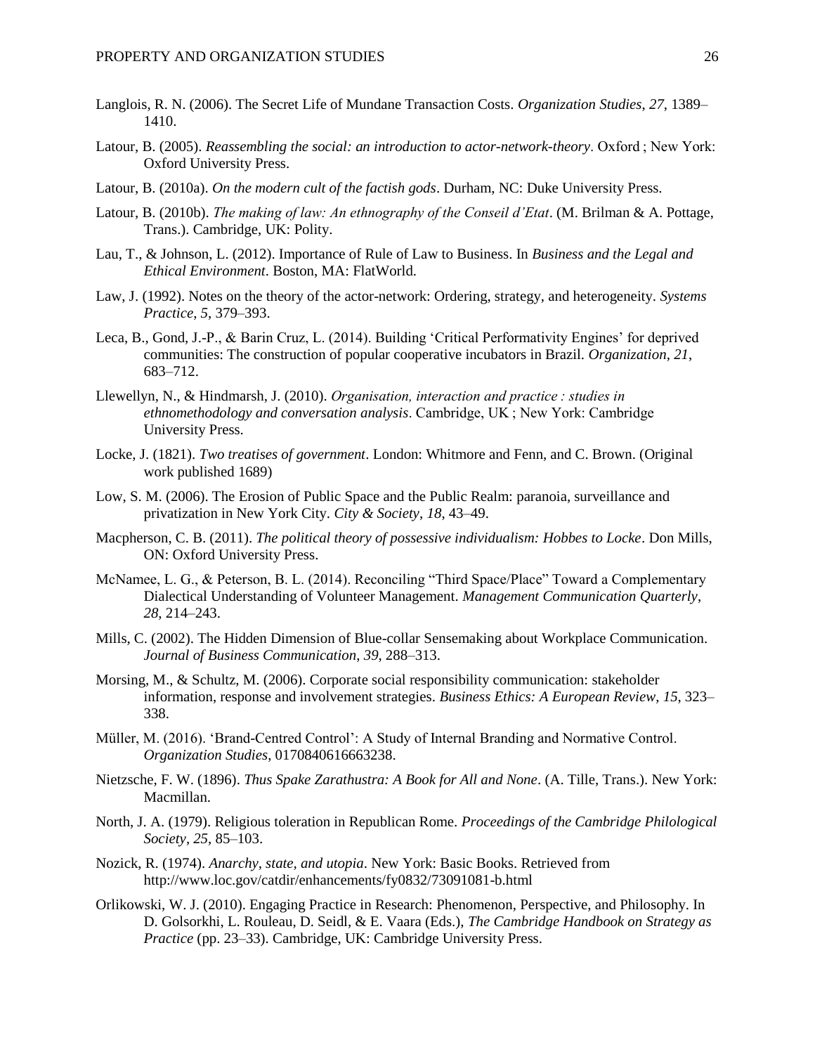Langlois, R. N. (2006). The Secret Life of Mundane Transaction Costs. *Organization Studies*, *27*, 1389–1410.

Latour, B. (2005). *Reassembling the social: an introduction to actor-network-theory*. Oxford ; New York: Oxford University Press.

Latour, B. (2010a). *On the modern cult of the factish gods*. Durham, NC: Duke University Press.

Latour, B. (2010b). *The making of law: An ethnography of the Conseil d'Etat*. (M. Brilman & A. Pottage, Trans.). Cambridge, UK: Polity.

Lau, T., & Johnson, L. (2012). Importance of Rule of Law to Business. In *Business and the Legal and Ethical Environment*. Boston, MA: FlatWorld.

Law, J. (1992). Notes on the theory of the actor-network: Ordering, strategy, and heterogeneity. *Systems Practice*, *5*, 379–393.

Leca, B., Gond, J.-P., & Barin Cruz, L. (2014). Building 'Critical Performativity Engines' for deprived communities: The construction of popular cooperative incubators in Brazil. *Organization*, *21*, 683–712.

Llewellyn, N., & Hindmarsh, J. (2010). *Organisation, interaction and practice : studies in ethnomethodology and conversation analysis*. Cambridge, UK ; New York: Cambridge University Press.

Locke, J. (1821). *Two treatises of government*. London: Whitmore and Fenn, and C. Brown. (Original work published 1689)

Low, S. M. (2006). The Erosion of Public Space and the Public Realm: paranoia, surveillance and privatization in New York City. *City & Society*, *18*, 43–49.

Macpherson, C. B. (2011). *The political theory of possessive individualism: Hobbes to Locke*. Don Mills, ON: Oxford University Press.

McNamee, L. G., & Peterson, B. L. (2014). Reconciling "Third Space/Place" Toward a Complementary Dialectical Understanding of Volunteer Management. *Management Communication Quarterly*, *28*, 214–243.

Mills, C. (2002). The Hidden Dimension of Blue-collar Sensemaking about Workplace Communication. *Journal of Business Communication*, *39*, 288–313.

Morsing, M., & Schultz, M. (2006). Corporate social responsibility communication: stakeholder information, response and involvement strategies. *Business Ethics: A European Review*, *15*, 323–338.

Müller, M. (2016). 'Brand-Centred Control': A Study of Internal Branding and Normative Control. *Organization Studies*, 0170840616663238.

Nietzsche, F. W. (1896). *Thus Spake Zarathustra: A Book for All and None*. (A. Tille, Trans.). New York: Macmillan.

North, J. A. (1979). Religious toleration in Republican Rome. *Proceedings of the Cambridge Philological Society*, *25*, 85–103.

Nozick, R. (1974). *Anarchy, state, and utopia*. New York: Basic Books. Retrieved from http://www.loc.gov/catdir/enhancements/fy0832/73091081-b.html

Orlikowski, W. J. (2010). Engaging Practice in Research: Phenomenon, Perspective, and Philosophy. In D. Golsorkhi, L. Rouleau, D. Seidl, & E. Vaara (Eds.), *The Cambridge Handbook on Strategy as Practice* (pp. 23–33). Cambridge, UK: Cambridge University Press.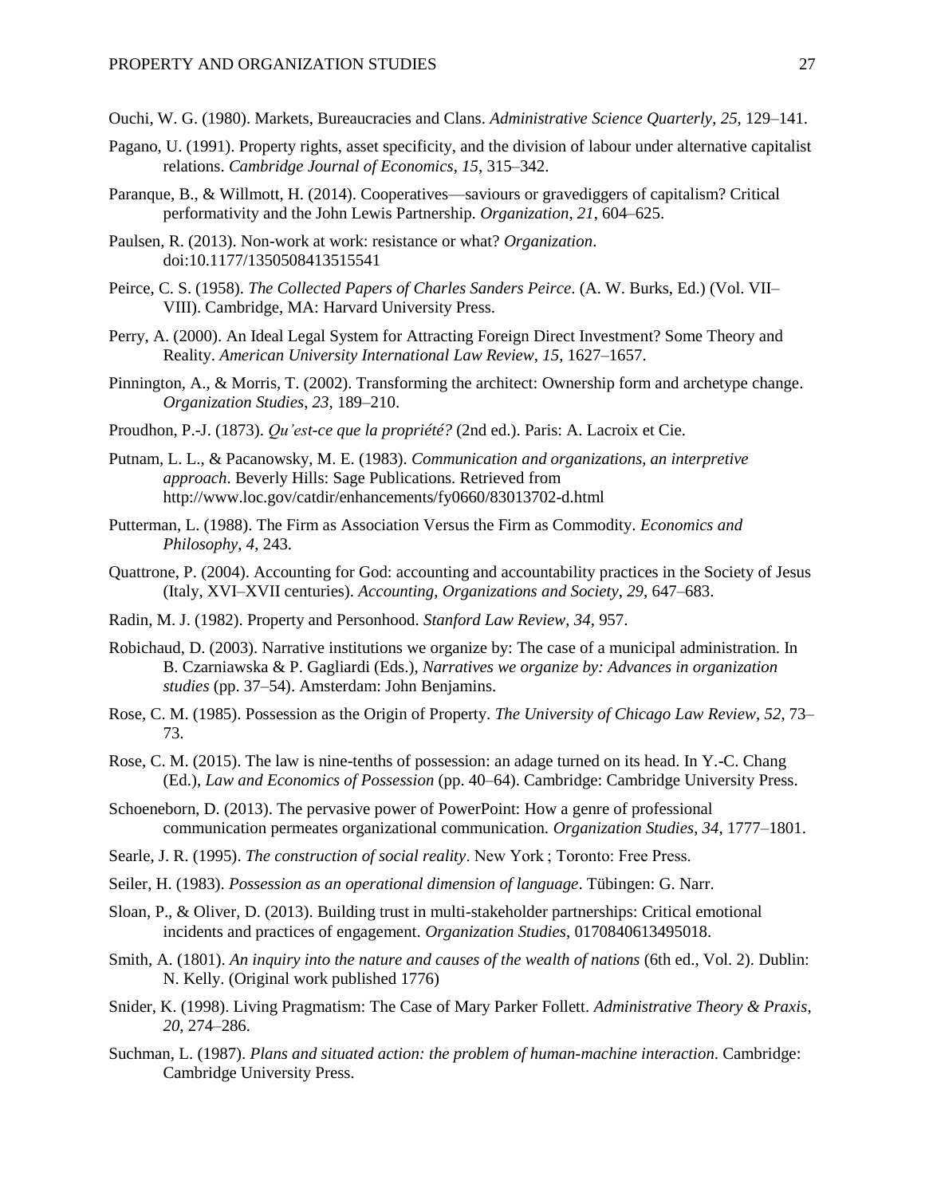Ouchi, W. G. (1980). Markets, Bureaucracies and Clans. *Administrative Science Quarterly*, *25*, 129–141.

Pagano, U. (1991). Property rights, asset specificity, and the division of labour under alternative capitalist relations. *Cambridge Journal of Economics*, *15*, 315–342.

Paranque, B., & Willmott, H. (2014). Cooperatives—saviours or gravediggers of capitalism? Critical performativity and the John Lewis Partnership. *Organization*, *21*, 604–625.

Paulsen, R. (2013). Non-work at work: resistance or what? *Organization*. doi:10.1177/1350508413515541

Peirce, C. S. (1958). *The Collected Papers of Charles Sanders Peirce*. (A. W. Burks, Ed.) (Vol. VII–VIII). Cambridge, MA: Harvard University Press.

Perry, A. (2000). An Ideal Legal System for Attracting Foreign Direct Investment? Some Theory and Reality. *American University International Law Review*, *15*, 1627–1657.

Pinnington, A., & Morris, T. (2002). Transforming the architect: Ownership form and archetype change. *Organization Studies*, *23*, 189–210.

Proudhon, P.-J. (1873). *Qu'est-ce que la propriété?* (2nd ed.). Paris: A. Lacroix et Cie.

Putnam, L. L., & Pacanowsky, M. E. (1983). *Communication and organizations, an interpretive approach*. Beverly Hills: Sage Publications. Retrieved from http://www.loc.gov/catdir/enhancements/fy0660/83013702-d.html

Putterman, L. (1988). The Firm as Association Versus the Firm as Commodity. *Economics and Philosophy*, *4*, 243.

Quattrone, P. (2004). Accounting for God: accounting and accountability practices in the Society of Jesus (Italy, XVI–XVII centuries). *Accounting, Organizations and Society*, *29*, 647–683.

Radin, M. J. (1982). Property and Personhood. *Stanford Law Review*, *34*, 957.

Robichaud, D. (2003). Narrative institutions we organize by: The case of a municipal administration. In B. Czarniawska & P. Gagliardi (Eds.), *Narratives we organize by: Advances in organization studies* (pp. 37–54). Amsterdam: John Benjamins.

Rose, C. M. (1985). Possession as the Origin of Property. *The University of Chicago Law Review*, *52*, 73–73.

Rose, C. M. (2015). The law is nine-tenths of possession: an adage turned on its head. In Y.-C. Chang (Ed.), *Law and Economics of Possession* (pp. 40–64). Cambridge: Cambridge University Press.

Schoeneborn, D. (2013). The pervasive power of PowerPoint: How a genre of professional communication permeates organizational communication. *Organization Studies*, *34*, 1777–1801.

Searle, J. R. (1995). *The construction of social reality*. New York ; Toronto: Free Press.

Seiler, H. (1983). *Possession as an operational dimension of language*. Tübingen: G. Narr.

Sloan, P., & Oliver, D. (2013). Building trust in multi-stakeholder partnerships: Critical emotional incidents and practices of engagement. *Organization Studies*, 0170840613495018.

Smith, A. (1801). *An inquiry into the nature and causes of the wealth of nations* (6th ed., Vol. 2). Dublin: N. Kelly. (Original work published 1776)

Snider, K. (1998). Living Pragmatism: The Case of Mary Parker Follett. *Administrative Theory & Praxis*, *20*, 274–286.

Suchman, L. (1987). *Plans and situated action: the problem of human-machine interaction*. Cambridge: Cambridge University Press.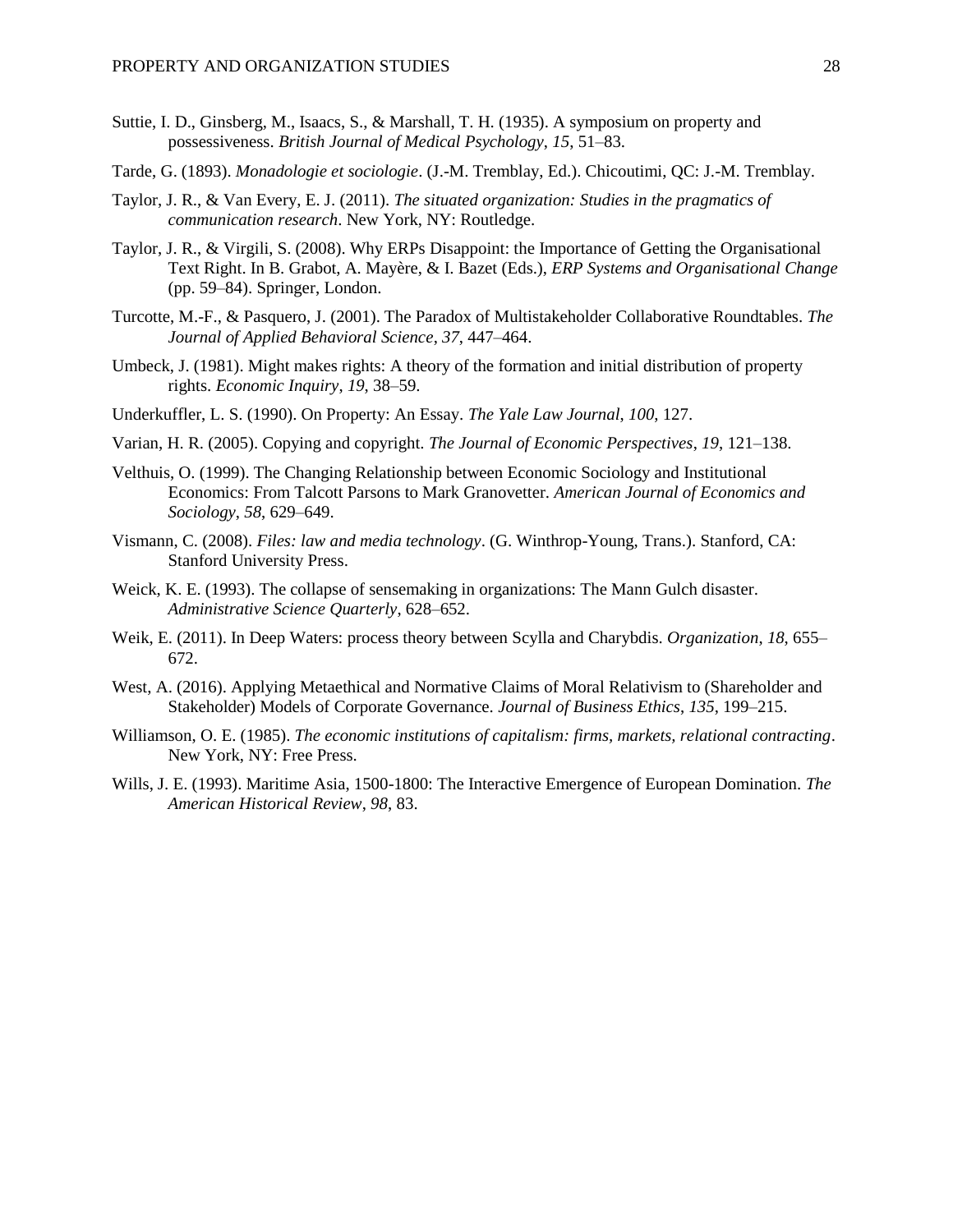Suttie, I. D., Ginsberg, M., Isaacs, S., & Marshall, T. H. (1935). A symposium on property and possessiveness. *British Journal of Medical Psychology*, *15*, 51–83.

Tarde, G. (1893). *Monadologie et sociologie*. (J.-M. Tremblay, Ed.). Chicoutimi, QC: J.-M. Tremblay.

Taylor, J. R., & Van Every, E. J. (2011). *The situated organization: Studies in the pragmatics of communication research*. New York, NY: Routledge.

Taylor, J. R., & Virgili, S. (2008). Why ERPs Disappoint: the Importance of Getting the Organisational Text Right. In B. Grabot, A. Mayère, & I. Bazet (Eds.), *ERP Systems and Organisational Change* (pp. 59–84). Springer, London.

Turcotte, M.-F., & Pasquero, J. (2001). The Paradox of Multistakeholder Collaborative Roundtables. *The Journal of Applied Behavioral Science*, *37*, 447–464.

Umbeck, J. (1981). Might makes rights: A theory of the formation and initial distribution of property rights. *Economic Inquiry*, *19*, 38–59.

Underkuffler, L. S. (1990). On Property: An Essay. *The Yale Law Journal*, *100*, 127.

Varian, H. R. (2005). Copying and copyright. *The Journal of Economic Perspectives*, *19*, 121–138.

Velthuis, O. (1999). The Changing Relationship between Economic Sociology and Institutional Economics: From Talcott Parsons to Mark Granovetter. *American Journal of Economics and Sociology*, *58*, 629–649.

Vismann, C. (2008). *Files: law and media technology*. (G. Winthrop-Young, Trans.). Stanford, CA: Stanford University Press.

Weick, K. E. (1993). The collapse of sensemaking in organizations: The Mann Gulch disaster. *Administrative Science Quarterly*, 628–652.

Weik, E. (2011). In Deep Waters: process theory between Scylla and Charybdis. *Organization*, *18*, 655–672.

West, A. (2016). Applying Metaethical and Normative Claims of Moral Relativism to (Shareholder and Stakeholder) Models of Corporate Governance. *Journal of Business Ethics*, *135*, 199–215.

Williamson, O. E. (1985). *The economic institutions of capitalism: firms, markets, relational contracting*. New York, NY: Free Press.

Wills, J. E. (1993). Maritime Asia, 1500-1800: The Interactive Emergence of European Domination. *The American Historical Review*, *98*, 83.